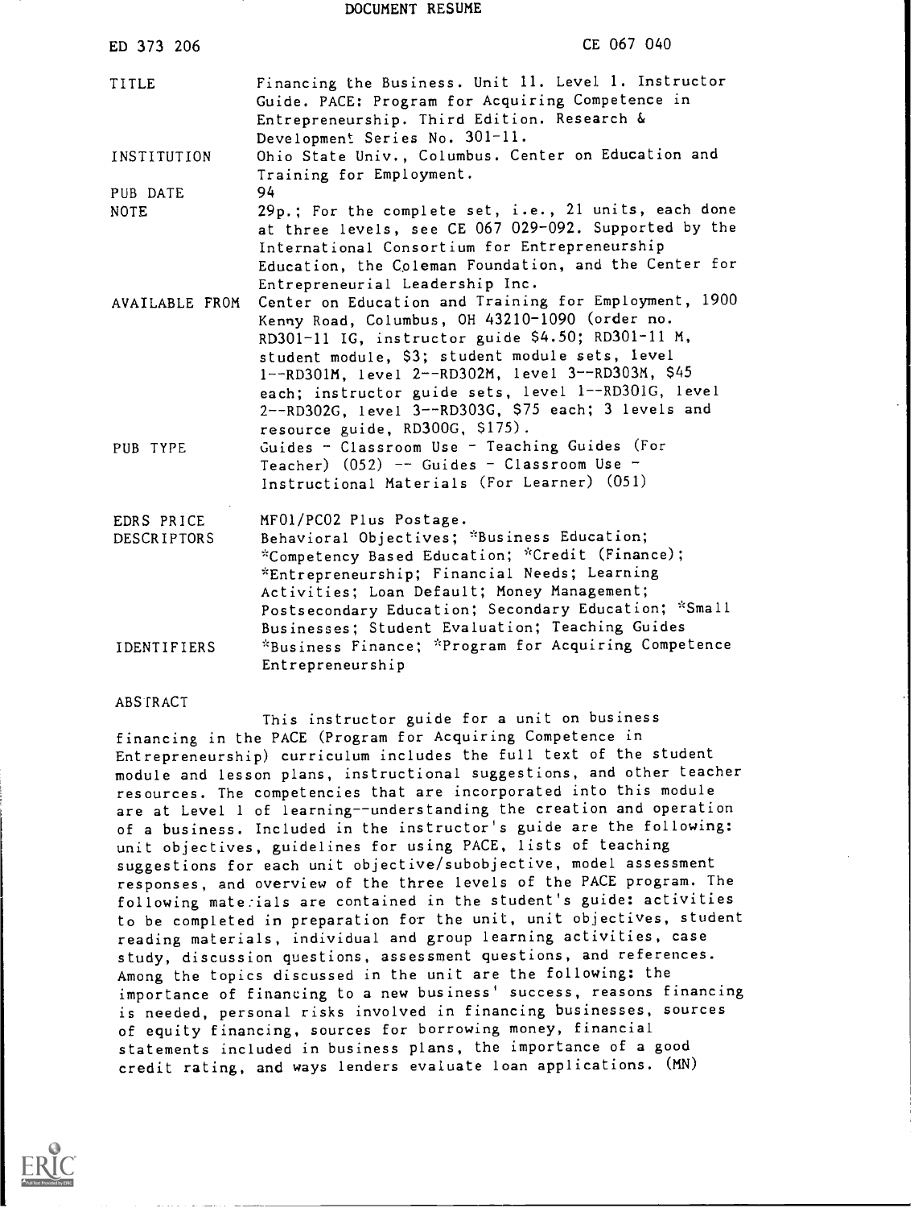DOCUMENT RESUME

| | |
|---|---|
| ED 373 206 | CE 067 040 |
| TITLE | Financing the Business. Unit 11. Level 1. Instructor Guide. PACE: Program for Acquiring Competence in Entrepreneurship. Third Edition. Research & Development Series No. 301-11. |
| INSTITUTION | Ohio State Univ., Columbus. Center on Education and Training for Employment. |
| PUB DATE | 94 |
| NOTE | 29p.; For the complete set, i.e., 21 units, each done at three levels, see CE 067 029-092. Supported by the International Consortium for Entrepreneurship Education, the Coleman Foundation, and the Center for Entrepreneurial Leadership Inc. |
| AVAILABLE FROM | Center on Education and Training for Employment, 1900 Kenny Road, Columbus, OH 43210-1090 (order no. RD301-11 IG, instructor guide $4.50; RD301-11 M, student module, $3; student module sets, level 1--RD301M, level 2--RD302M, level 3--RD303M, $45 each; instructor guide sets, level 1--RD301G, level 2--RD302G, level 3--RD303G, $75 each; 3 levels and resource guide, RD300G, $175). |
| PUB TYPE | Guides - Classroom Use - Teaching Guides (For Teacher) (052) -- Guides - Classroom Use - Instructional Materials (For Learner) (051) |
| EDRS PRICE | MF01/PC02 Plus Postage. |
| DESCRIPTORS | Behavioral Objectives; *Business Education; *Competency Based Education; *Credit (Finance); *Entrepreneurship; Financial Needs; Learning Activities; Loan Default; Money Management; Postsecondary Education; Secondary Education; *Small Businesses; Student Evaluation; Teaching Guides |
| IDENTIFIERS | *Business Finance; *Program for Acquiring Competence Entrepreneurship |

ABSTRACT

This instructor guide for a unit on business financing in the PACE (Program for Acquiring Competence in Entrepreneurship) curriculum includes the full text of the student module and lesson plans, instructional suggestions, and other teacher resources. The competencies that are incorporated into this module are at Level 1 of learning--understanding the creation and operation of a business. Included in the instructor's guide are the following: unit objectives, guidelines for using PACE, lists of teaching suggestions for each unit objective/subobjective, model assessment responses, and overview of the three levels of the PACE program. The following materials are contained in the student's guide: activities to be completed in preparation for the unit, unit objectives, student reading materials, individual and group learning activities, case study, discussion questions, assessment questions, and references. Among the topics discussed in the unit are the following: the importance of financing to a new business' success, reasons financing is needed, personal risks involved in financing businesses, sources of equity financing, sources for borrowing money, financial statements included in business plans, the importance of a good credit rating, and ways lenders evaluate loan applications. (MN)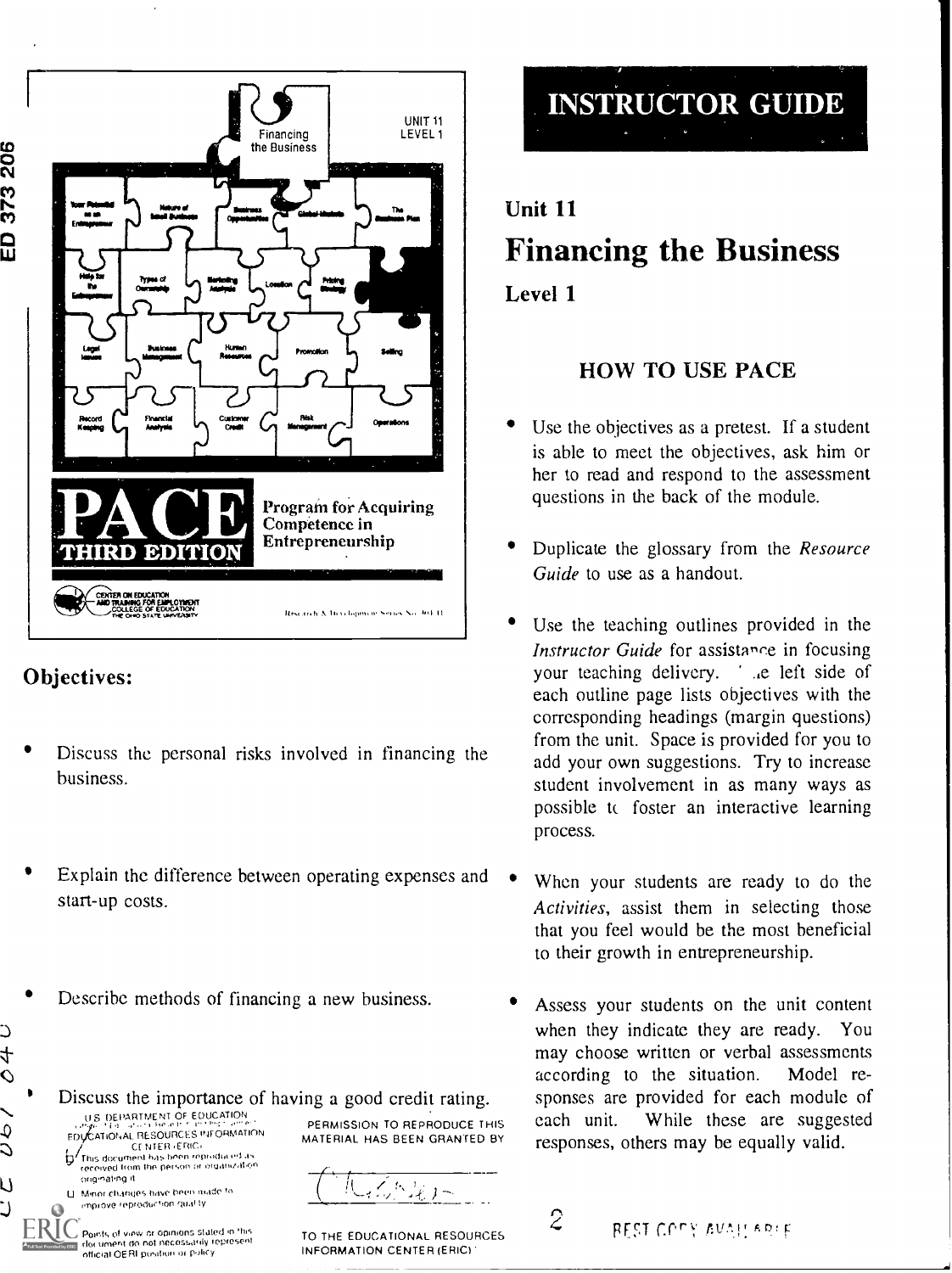UNIT 11
LEVEL 1

Financing the Business

PACE THIRD EDITION

Program for Acquiring Competence in Entrepreneurship

## Objectives:

- Discuss the personal risks involved in financing the business.
- Explain the difference between operating expenses and start-up costs.
- Describe methods of financing a new business.
- Discuss the importance of having a good credit rating.

U.S. DEPARTMENT OF EDUCATION
EDUCATIONAL RESOURCES INFORMATION CENTER (ERIC)

This document has been reproduced as received from the person or organization originating it.

Minor changes have been made to improve reproduction quality.

Points of view or opinions stated in this document do not necessarily represent official OERI position or policy.

PERMISSION TO REPRODUCE THIS MATERIAL HAS BEEN GRANTED BY

TO THE EDUCATIONAL RESOURCES INFORMATION CENTER (ERIC)

# INSTRUCTOR GUIDE

## Unit 11

## Financing the Business

### Level 1

### HOW TO USE PACE

- Use the objectives as a pretest. If a student is able to meet the objectives, ask him or her to read and respond to the assessment questions in the back of the module.
- Duplicate the glossary from the *Resource Guide* to use as a handout.
- Use the teaching outlines provided in the *Instructor Guide* for assistance in focusing your teaching delivery. The left side of each outline page lists objectives with the corresponding headings (margin questions) from the unit. Space is provided for you to add your own suggestions. Try to increase student involvement in as many ways as possible to foster an interactive learning process.
- When your students are ready to do the *Activities*, assist them in selecting those that you feel would be the most beneficial to their growth in entrepreneurship.
- Assess your students on the unit content when they indicate they are ready. You may choose written or verbal assessments according to the situation. Model responses are provided for each module of each unit. While these are suggested responses, others may be equally valid.

BEST COPY AVAILABLE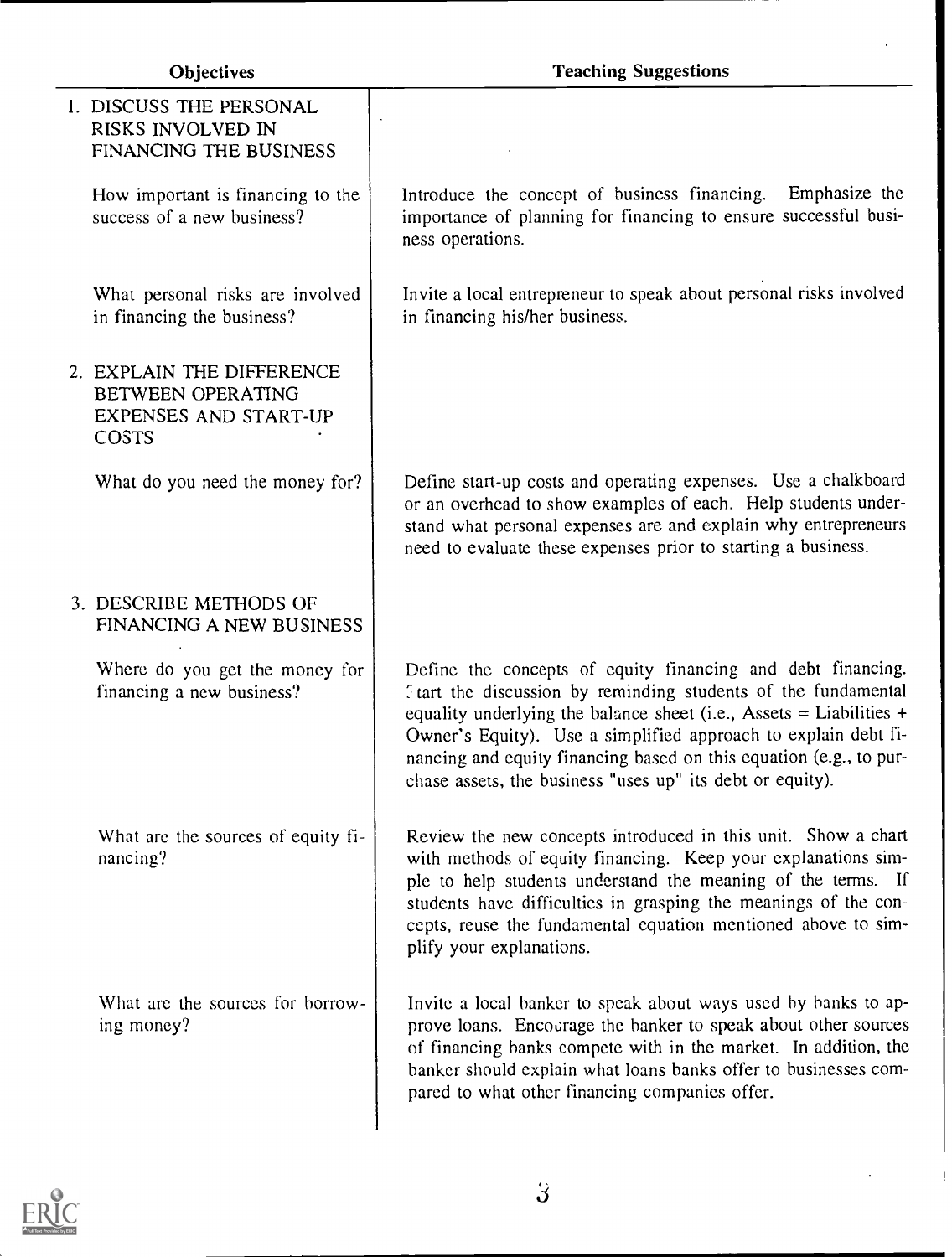| Objectives | Teaching Suggestions |
|---|---|
| 1. DISCUSS THE PERSONAL RISKS INVOLVED IN FINANCING THE BUSINESS | |
| How important is financing to the success of a new business? | Introduce the concept of business financing. Emphasize the importance of planning for financing to ensure successful business operations. |
| What personal risks are involved in financing the business? | Invite a local entrepreneur to speak about personal risks involved in financing his/her business. |
| 2. EXPLAIN THE DIFFERENCE BETWEEN OPERATING EXPENSES AND START-UP COSTS | |
| What do you need the money for? | Define start-up costs and operating expenses. Use a chalkboard or an overhead to show examples of each. Help students understand what personal expenses are and explain why entrepreneurs need to evaluate these expenses prior to starting a business. |
| 3. DESCRIBE METHODS OF FINANCING A NEW BUSINESS | |
| Where do you get the money for financing a new business? | Define the concepts of equity financing and debt financing. Start the discussion by reminding students of the fundamental equality underlying the balance sheet (i.e., Assets = Liabilities + Owner's Equity). Use a simplified approach to explain debt financing and equity financing based on this equation (e.g., to purchase assets, the business "uses up" its debt or equity). |
| What are the sources of equity financing? | Review the new concepts introduced in this unit. Show a chart with methods of equity financing. Keep your explanations simple to help students understand the meaning of the terms. If students have difficulties in grasping the meanings of the concepts, reuse the fundamental equation mentioned above to simplify your explanations. |
| What are the sources for borrowing money? | Invite a local banker to speak about ways used by banks to approve loans. Encourage the banker to speak about other sources of financing banks compete with in the market. In addition, the banker should explain what loans banks offer to businesses compared to what other financing companies offer. |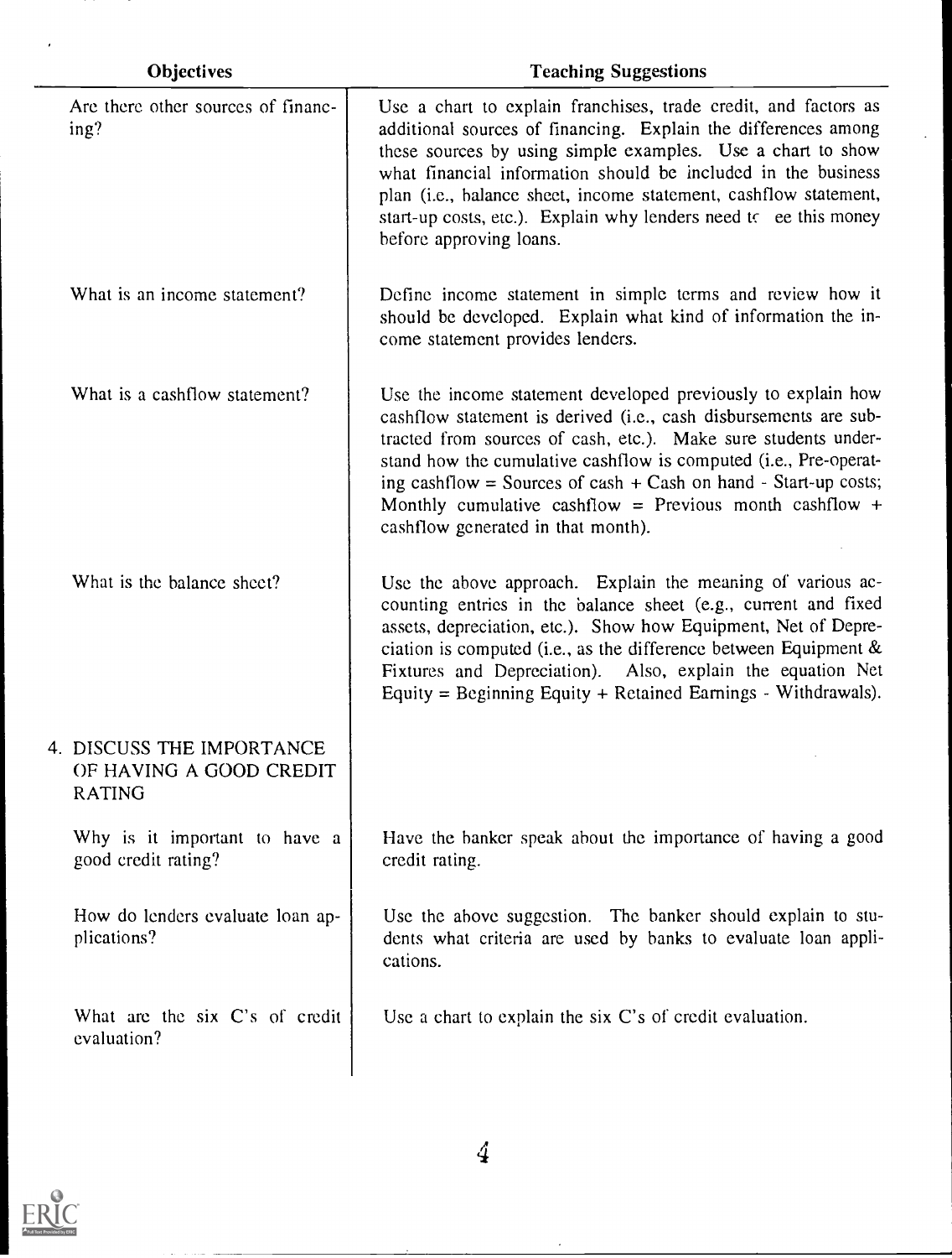| Objectives | Teaching Suggestions |
|---|---|
| Are there other sources of financing? | Use a chart to explain franchises, trade credit, and factors as additional sources of financing. Explain the differences among these sources by using simple examples. Use a chart to show what financial information should be included in the business plan (i.e., balance sheet, income statement, cashflow statement, start-up costs, etc.). Explain why lenders need to ee this money before approving loans. |
| What is an income statement? | Define income statement in simple terms and review how it should be developed. Explain what kind of information the income statement provides lenders. |
| What is a cashflow statement? | Use the income statement developed previously to explain how cashflow statement is derived (i.e., cash disbursements are subtracted from sources of cash, etc.). Make sure students understand how the cumulative cashflow is computed (i.e., Pre-operating cashflow = Sources of cash + Cash on hand - Start-up costs; Monthly cumulative cashflow = Previous month cashflow + cashflow generated in that month). |
| What is the balance sheet? | Use the above approach. Explain the meaning of various accounting entries in the balance sheet (e.g., current and fixed assets, depreciation, etc.). Show how Equipment, Net of Depreciation is computed (i.e., as the difference between Equipment & Fixtures and Depreciation). Also, explain the equation Net Equity = Beginning Equity + Retained Earnings - Withdrawals). |
| 4. DISCUSS THE IMPORTANCE OF HAVING A GOOD CREDIT RATING | |
| Why is it important to have a good credit rating? | Have the banker speak about the importance of having a good credit rating. |
| How do lenders evaluate loan applications? | Use the above suggestion. The banker should explain to students what criteria are used by banks to evaluate loan applications. |
| What are the six C's of credit evaluation? | Use a chart to explain the six C's of credit evaluation. |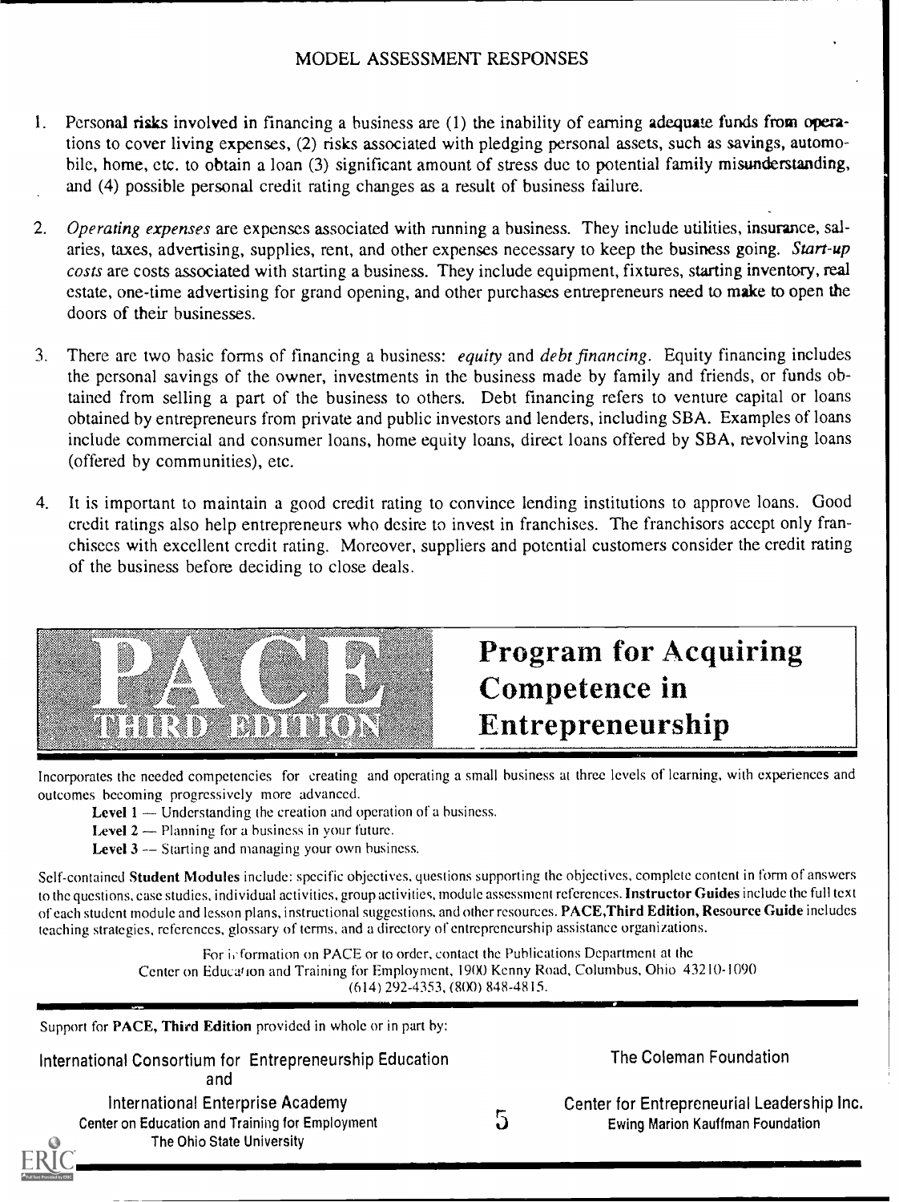## MODEL ASSESSMENT RESPONSES

1. Personal risks involved in financing a business are (1) the inability of earning adequate funds from operations to cover living expenses, (2) risks associated with pledging personal assets, such as savings, automobile, home, etc. to obtain a loan (3) significant amount of stress due to potential family misunderstanding, and (4) possible personal credit rating changes as a result of business failure.

2. *Operating expenses* are expenses associated with running a business. They include utilities, insurance, salaries, taxes, advertising, supplies, rent, and other expenses necessary to keep the business going. *Start-up costs* are costs associated with starting a business. They include equipment, fixtures, starting inventory, real estate, one-time advertising for grand opening, and other purchases entrepreneurs need to make to open the doors of their businesses.

3. There are two basic forms of financing a business: *equity* and *debt financing*. Equity financing includes the personal savings of the owner, investments in the business made by family and friends, or funds obtained from selling a part of the business to others. Debt financing refers to venture capital or loans obtained by entrepreneurs from private and public investors and lenders, including SBA. Examples of loans include commercial and consumer loans, home equity loans, direct loans offered by SBA, revolving loans (offered by communities), etc.

4. It is important to maintain a good credit rating to convince lending institutions to approve loans. Good credit ratings also help entrepreneurs who desire to invest in franchises. The franchisors accept only franchisees with excellent credit rating. Moreover, suppliers and potential customers consider the credit rating of the business before deciding to close deals.

---

**PACE THIRD EDITION**

## Program for Acquiring Competence in Entrepreneurship

Incorporates the needed competencies for creating and operating a small business at three levels of learning, with experiences and outcomes becoming progressively more advanced.

- **Level 1** — Understanding the creation and operation of a business.
- **Level 2** — Planning for a business in your future.
- **Level 3** — Starting and managing your own business.

Self-contained **Student Modules** include: specific objectives, questions supporting the objectives, complete content in form of answers to the questions, case studies, individual activities, group activities, module assessment references. **Instructor Guides** include the full text of each student module and lesson plans, instructional suggestions, and other resources. **PACE, Third Edition, Resource Guide** includes teaching strategies, references, glossary of terms, and a directory of entrepreneurship assistance organizations.

For information on PACE or to order, contact the Publications Department at the Center on Education and Training for Employment, 1900 Kenny Road, Columbus, Ohio 43210-1090 (614) 292-4353, (800) 848-4815.

---

Support for **PACE, Third Edition** provided in whole or in part by:

International Consortium for Entrepreneurship Education
and
International Enterprise Academy
Center on Education and Training for Employment
The Ohio State University

The Coleman Foundation

Center for Entrepreneurial Leadership Inc.
Ewing Marion Kauffman Foundation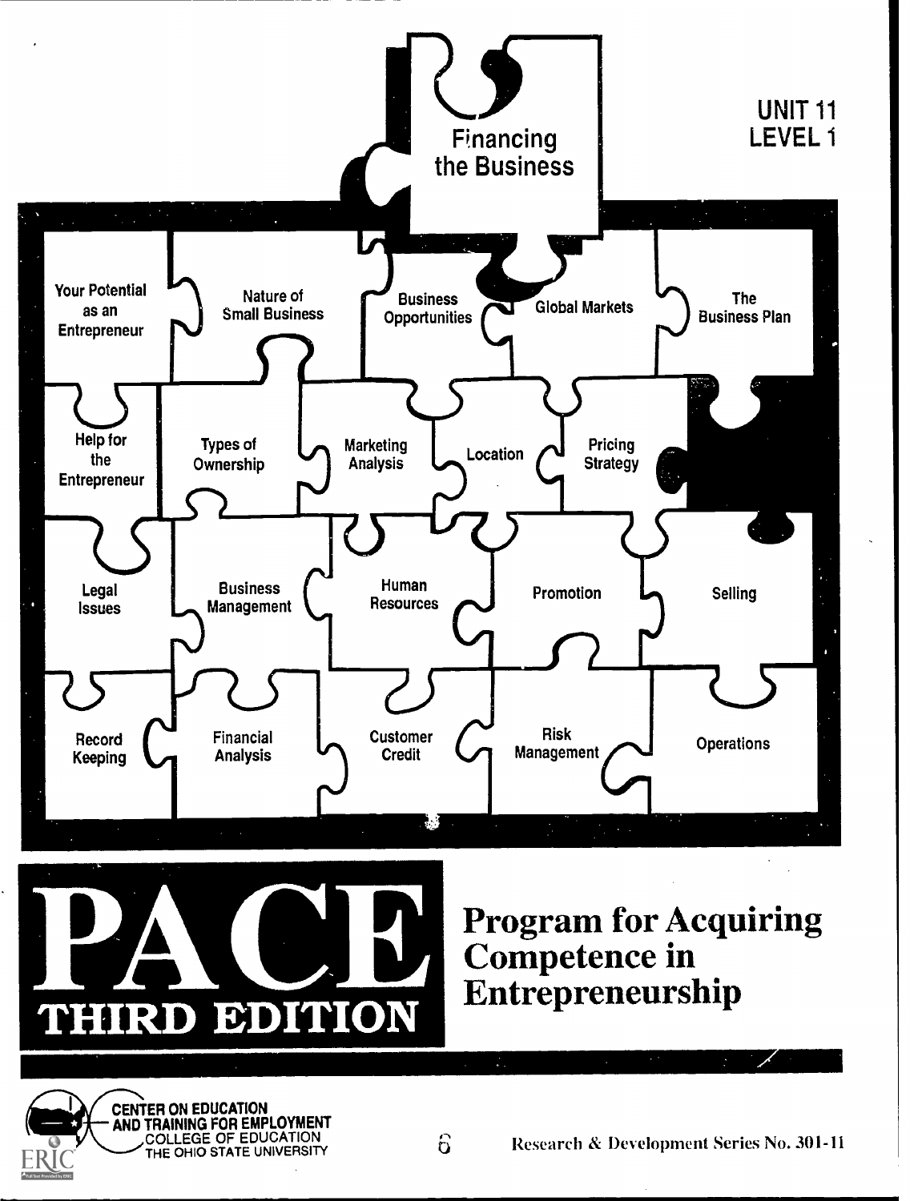# Financing the Business

UNIT 11
LEVEL 1

Your Potential as an Entrepreneur

Nature of Small Business

Business Opportunities

Global Markets

The Business Plan

Help for the Entrepreneur

Types of Ownership

Marketing Analysis

Location

Pricing Strategy

Legal Issues

Business Management

Human Resources

Promotion

Selling

Record Keeping

Financial Analysis

Customer Credit

Risk Management

Operations

# PACE

## THIRD EDITION

## Program for Acquiring Competence in Entrepreneurship

CENTER ON EDUCATION AND TRAINING FOR EMPLOYMENT
COLLEGE OF EDUCATION
THE OHIO STATE UNIVERSITY

Research & Development Series No. 301-11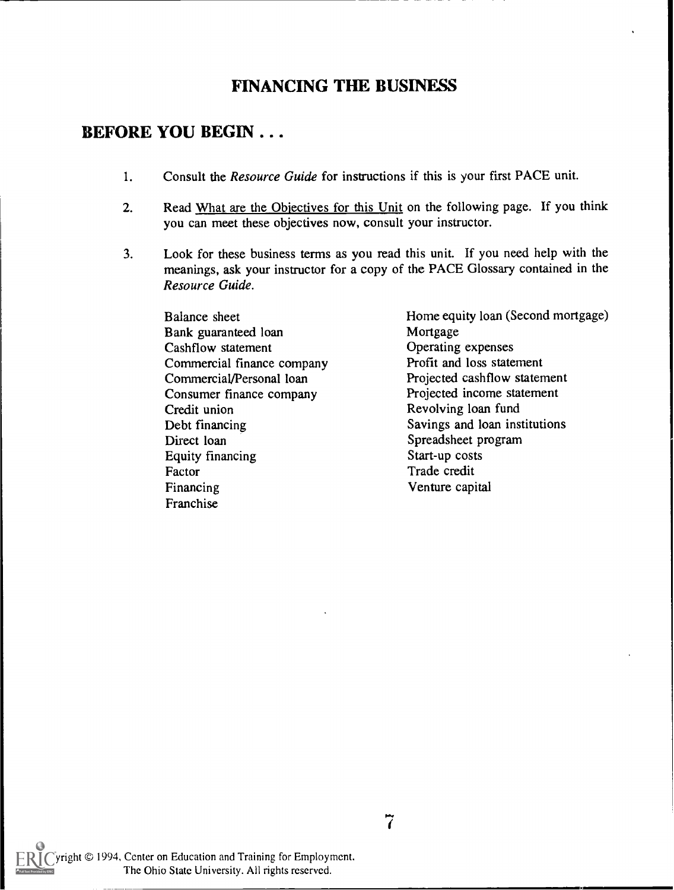# FINANCING THE BUSINESS

## BEFORE YOU BEGIN . . .

1. Consult the *Resource Guide* for instructions if this is your first PACE unit.

2. Read What are the Objectives for this Unit on the following page. If you think you can meet these objectives now, consult your instructor.

3. Look for these business terms as you read this unit. If you need help with the meanings, ask your instructor for a copy of the PACE Glossary contained in the *Resource Guide*.

   Balance sheet
   Bank guaranteed loan
   Cashflow statement
   Commercial finance company
   Commercial/Personal loan
   Consumer finance company
   Credit union
   Debt financing
   Direct loan
   Equity financing
   Factor
   Financing
   Franchise
   Home equity loan (Second mortgage)
   Mortgage
   Operating expenses
   Profit and loss statement
   Projected cashflow statement
   Projected income statement
   Revolving loan fund
   Savings and loan institutions
   Spreadsheet program
   Start-up costs
   Trade credit
   Venture capital

Copyright © 1994, Center on Education and Training for Employment. The Ohio State University. All rights reserved.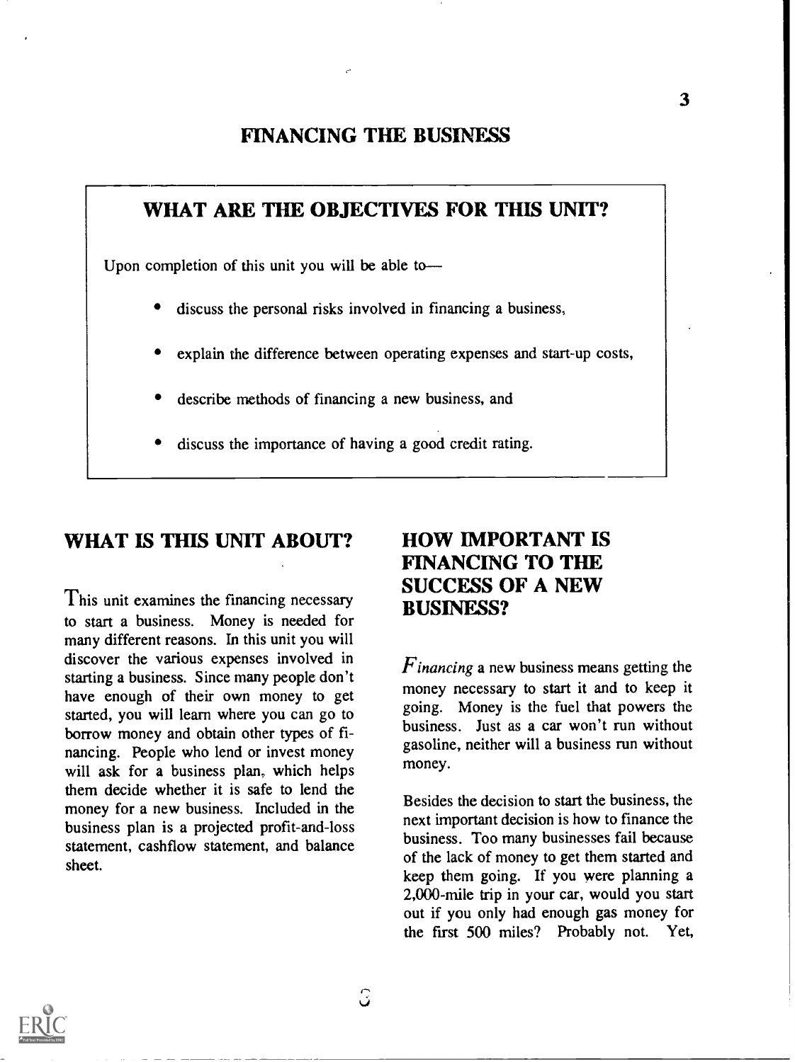# FINANCING THE BUSINESS

## WHAT ARE THE OBJECTIVES FOR THIS UNIT?

Upon completion of this unit you will be able to—

- discuss the personal risks involved in financing a business,
- explain the difference between operating expenses and start-up costs,
- describe methods of financing a new business, and
- discuss the importance of having a good credit rating.

## WHAT IS THIS UNIT ABOUT?

This unit examines the financing necessary to start a business. Money is needed for many different reasons. In this unit you will discover the various expenses involved in starting a business. Since many people don't have enough of their own money to get started, you will learn where you can go to borrow money and obtain other types of financing. People who lend or invest money will ask for a business plan, which helps them decide whether it is safe to lend the money for a new business. Included in the business plan is a projected profit-and-loss statement, cashflow statement, and balance sheet.

## HOW IMPORTANT IS FINANCING TO THE SUCCESS OF A NEW BUSINESS?

*Financing* a new business means getting the money necessary to start it and to keep it going. Money is the fuel that powers the business. Just as a car won't run without gasoline, neither will a business run without money.

Besides the decision to start the business, the next important decision is how to finance the business. Too many businesses fail because of the lack of money to get them started and keep them going. If you were planning a 2,000-mile trip in your car, would you start out if you only had enough gas money for the first 500 miles? Probably not. Yet,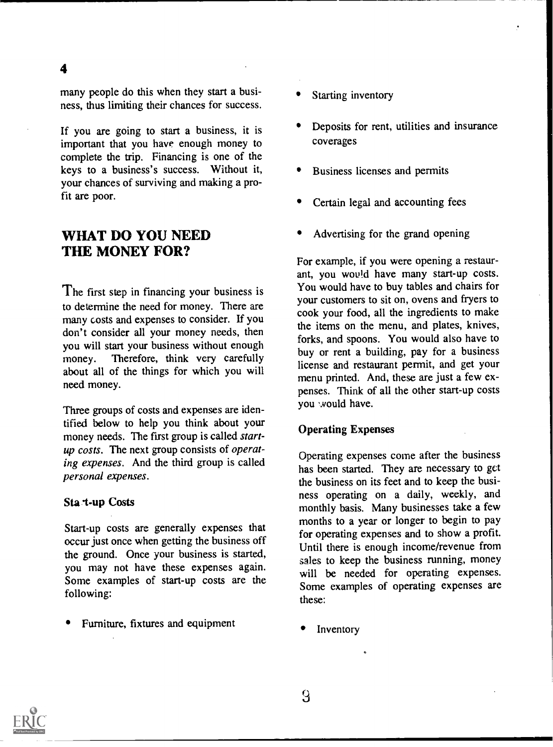many people do this when they start a business, thus limiting their chances for success.

If you are going to start a business, it is important that you have enough money to complete the trip. Financing is one of the keys to a business's success. Without it, your chances of surviving and making a profit are poor.

## WHAT DO YOU NEED THE MONEY FOR?

The first step in financing your business is to determine the need for money. There are many costs and expenses to consider. If you don't consider all your money needs, then you will start your business without enough money. Therefore, think very carefully about all of the things for which you will need money.

Three groups of costs and expenses are identified below to help you think about your money needs. The first group is called *start-up costs*. The next group consists of *operating expenses*. And the third group is called *personal expenses*.

### Start-up Costs

Start-up costs are generally expenses that occur just once when getting the business off the ground. Once your business is started, you may not have these expenses again. Some examples of start-up costs are the following:

- Furniture, fixtures and equipment
- Starting inventory
- Deposits for rent, utilities and insurance coverages
- Business licenses and permits
- Certain legal and accounting fees
- Advertising for the grand opening

For example, if you were opening a restaurant, you would have many start-up costs. You would have to buy tables and chairs for your customers to sit on, ovens and fryers to cook your food, all the ingredients to make the items on the menu, and plates, knives, forks, and spoons. You would also have to buy or rent a building, pay for a business license and restaurant permit, and get your menu printed. And, these are just a few expenses. Think of all the other start-up costs you would have.

### Operating Expenses

Operating expenses come after the business has been started. They are necessary to get the business on its feet and to keep the business operating on a daily, weekly, and monthly basis. Many businesses take a few months to a year or longer to begin to pay for operating expenses and to show a profit. Until there is enough income/revenue from sales to keep the business running, money will be needed for operating expenses. Some examples of operating expenses are these:

- Inventory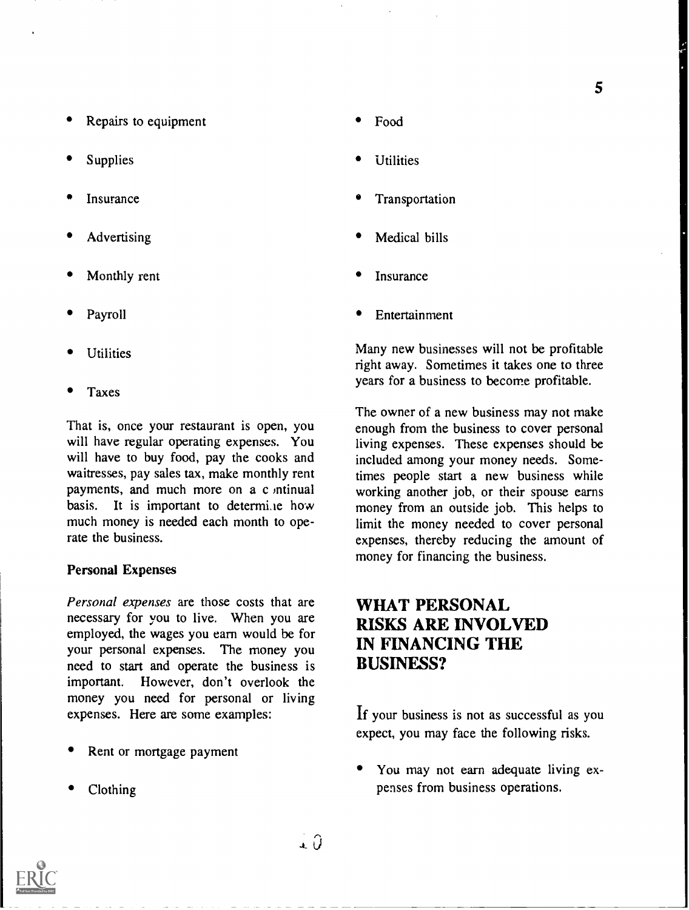- Repairs to equipment
- Supplies
- Insurance
- Advertising
- Monthly rent
- Payroll
- Utilities
- Taxes

That is, once your restaurant is open, you will have regular operating expenses. You will have to buy food, pay the cooks and waitresses, pay sales tax, make monthly rent payments, and much more on a continual basis. It is important to determine how much money is needed each month to operate the business.

### Personal Expenses

*Personal expenses* are those costs that are necessary for you to live. When you are employed, the wages you earn would be for your personal expenses. The money you need to start and operate the business is important. However, don't overlook the money you need for personal or living expenses. Here are some examples:

- Rent or mortgage payment
- Clothing
- Food
- Utilities
- Transportation
- Medical bills
- Insurance
- Entertainment

Many new businesses will not be profitable right away. Sometimes it takes one to three years for a business to become profitable.

The owner of a new business may not make enough from the business to cover personal living expenses. These expenses should be included among your money needs. Sometimes people start a new business while working another job, or their spouse earns money from an outside job. This helps to limit the money needed to cover personal expenses, thereby reducing the amount of money for financing the business.

## WHAT PERSONAL RISKS ARE INVOLVED IN FINANCING THE BUSINESS?

If your business is not as successful as you expect, you may face the following risks.

- You may not earn adequate living expenses from business operations.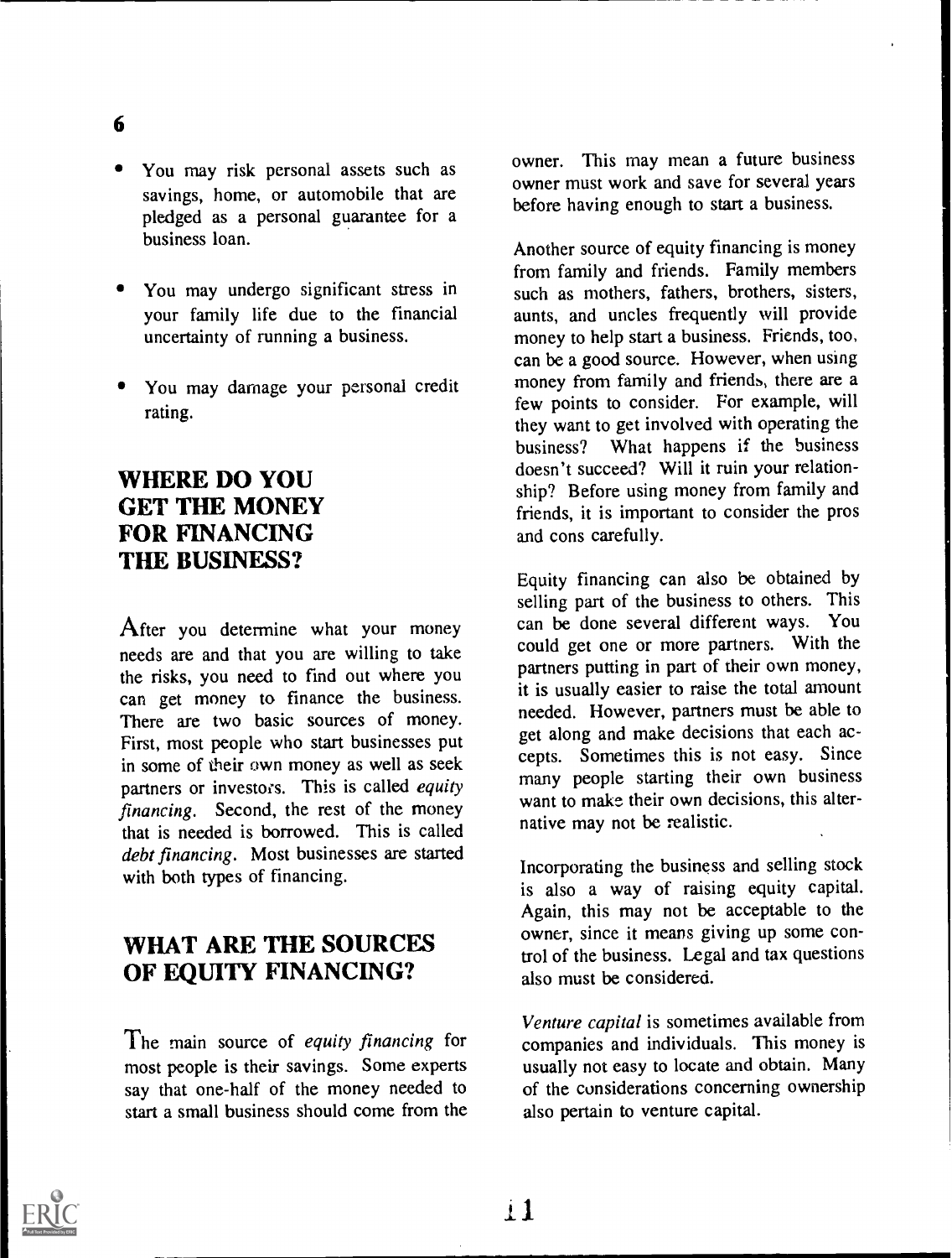- You may risk personal assets such as savings, home, or automobile that are pledged as a personal guarantee for a business loan.
- You may undergo significant stress in your family life due to the financial uncertainty of running a business.
- You may damage your personal credit rating.

## WHERE DO YOU GET THE MONEY FOR FINANCING THE BUSINESS?

After you determine what your money needs are and that you are willing to take the risks, you need to find out where you can get money to finance the business. There are two basic sources of money. First, most people who start businesses put in some of their own money as well as seek partners or investors. This is called *equity financing*. Second, the rest of the money that is needed is borrowed. This is called *debt financing*. Most businesses are started with both types of financing.

## WHAT ARE THE SOURCES OF EQUITY FINANCING?

The main source of *equity financing* for most people is their savings. Some experts say that one-half of the money needed to start a small business should come from the owner. This may mean a future business owner must work and save for several years before having enough to start a business.

Another source of equity financing is money from family and friends. Family members such as mothers, fathers, brothers, sisters, aunts, and uncles frequently will provide money to help start a business. Friends, too, can be a good source. However, when using money from family and friends, there are a few points to consider. For example, will they want to get involved with operating the business? What happens if the business doesn't succeed? Will it ruin your relationship? Before using money from family and friends, it is important to consider the pros and cons carefully.

Equity financing can also be obtained by selling part of the business to others. This can be done several different ways. You could get one or more partners. With the partners putting in part of their own money, it is usually easier to raise the total amount needed. However, partners must be able to get along and make decisions that each accepts. Sometimes this is not easy. Since many people starting their own business want to make their own decisions, this alternative may not be realistic.

Incorporating the business and selling stock is also a way of raising equity capital. Again, this may not be acceptable to the owner, since it means giving up some control of the business. Legal and tax questions also must be considered.

*Venture capital* is sometimes available from companies and individuals. This money is usually not easy to locate and obtain. Many of the considerations concerning ownership also pertain to venture capital.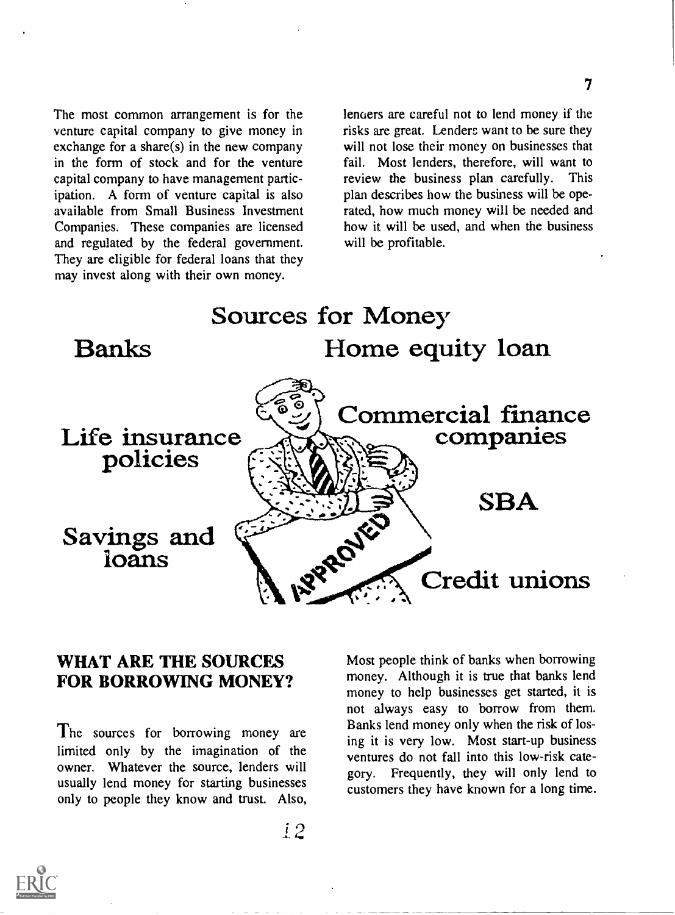The most common arrangement is for the venture capital company to give money in exchange for a share(s) in the new company in the form of stock and for the venture capital company to have management participation. A form of venture capital is also available from Small Business Investment Companies. These companies are licensed and regulated by the federal government. They are eligible for federal loans that they may invest along with their own money.

lenders are careful not to lend money if the risks are great. Lenders want to be sure they will not lose their money on businesses that fail. Most lenders, therefore, will want to review the business plan carefully. This plan describes how the business will be operated, how much money will be needed and how it will be used, and when the business will be profitable.

Sources for Money

Banks

Home equity loan

Life insurance policies

Commercial finance companies

SBA

Savings and loans

Credit unions

APPROVED

## WHAT ARE THE SOURCES FOR BORROWING MONEY?

The sources for borrowing money are limited only by the imagination of the owner. Whatever the source, lenders will usually lend money for starting businesses only to people they know and trust. Also,

Most people think of banks when borrowing money. Although it is true that banks lend money to help businesses get started, it is not always easy to borrow from them. Banks lend money only when the risk of losing it is very low. Most start-up business ventures do not fall into this low-risk category. Frequently, they will only lend to customers they have known for a long time.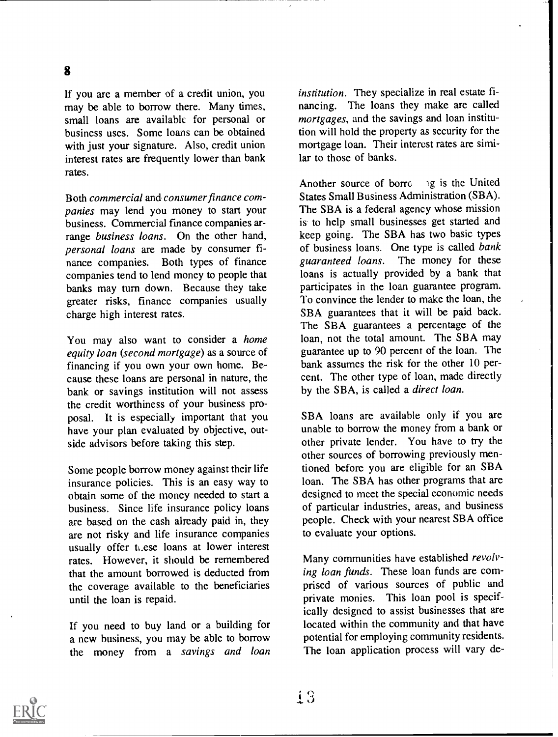If you are a member of a credit union, you may be able to borrow there. Many times, small loans are available for personal or business uses. Some loans can be obtained with just your signature. Also, credit union interest rates are frequently lower than bank rates.

Both *commercial* and *consumer finance companies* may lend you money to start your business. Commercial finance companies arrange *business loans*. On the other hand, *personal loans* are made by consumer finance companies. Both types of finance companies tend to lend money to people that banks may turn down. Because they take greater risks, finance companies usually charge high interest rates.

You may also want to consider a *home equity loan* (*second mortgage*) as a source of financing if you own your own home. Because these loans are personal in nature, the bank or savings institution will not assess the credit worthiness of your business proposal. It is especially important that you have your plan evaluated by objective, outside advisors before taking this step.

Some people borrow money against their life insurance policies. This is an easy way to obtain some of the money needed to start a business. Since life insurance policy loans are based on the cash already paid in, they are not risky and life insurance companies usually offer these loans at lower interest rates. However, it should be remembered that the amount borrowed is deducted from the coverage available to the beneficiaries until the loan is repaid.

If you need to buy land or a building for a new business, you may be able to borrow the money from a *savings and loan institution*. They specialize in real estate financing. The loans they make are called *mortgages*, and the savings and loan institution will hold the property as security for the mortgage loan. Their interest rates are similar to those of banks.

Another source of borrowing is the United States Small Business Administration (SBA). The SBA is a federal agency whose mission is to help small businesses get started and keep going. The SBA has two basic types of business loans. One type is called *bank guaranteed loans*. The money for these loans is actually provided by a bank that participates in the loan guarantee program. To convince the lender to make the loan, the SBA guarantees that it will be paid back. The SBA guarantees a percentage of the loan, not the total amount. The SBA may guarantee up to 90 percent of the loan. The bank assumes the risk for the other 10 percent. The other type of loan, made directly by the SBA, is called a *direct loan*.

SBA loans are available only if you are unable to borrow the money from a bank or other private lender. You have to try the other sources of borrowing previously mentioned before you are eligible for an SBA loan. The SBA has other programs that are designed to meet the special economic needs of particular industries, areas, and business people. Check with your nearest SBA office to evaluate your options.

Many communities have established *revolving loan funds*. These loan funds are comprised of various sources of public and private monies. This loan pool is specifically designed to assist businesses that are located within the community and that have potential for employing community residents. The loan application process will vary de-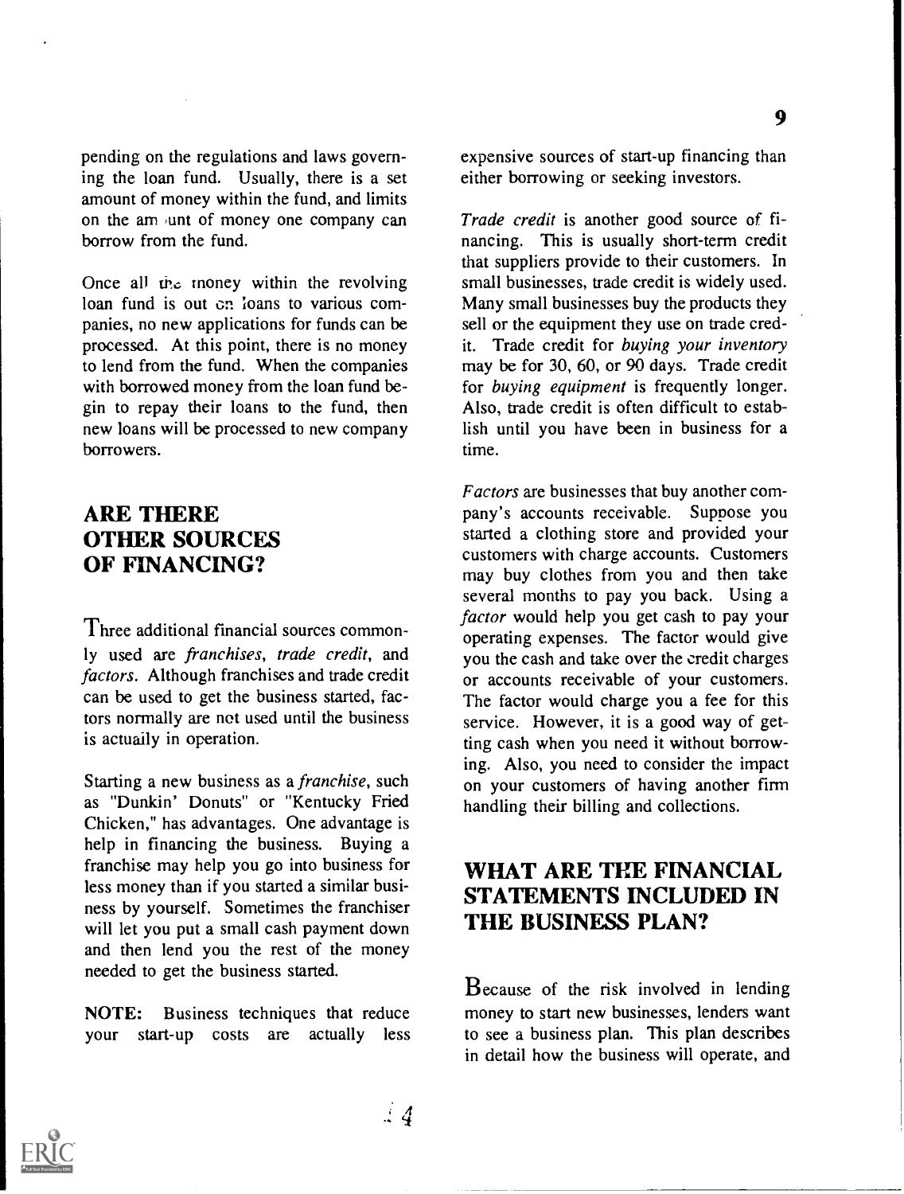pending on the regulations and laws governing the loan fund. Usually, there is a set amount of money within the fund, and limits on the amount of money one company can borrow from the fund.

Once all the money within the revolving loan fund is out on loans to various companies, no new applications for funds can be processed. At this point, there is no money to lend from the fund. When the companies with borrowed money from the loan fund begin to repay their loans to the fund, then new loans will be processed to new company borrowers.

## ARE THERE OTHER SOURCES OF FINANCING?

Three additional financial sources commonly used are *franchises*, *trade credit*, and *factors*. Although franchises and trade credit can be used to get the business started, factors normally are not used until the business is actually in operation.

Starting a new business as a *franchise*, such as "Dunkin' Donuts" or "Kentucky Fried Chicken," has advantages. One advantage is help in financing the business. Buying a franchise may help you go into business for less money than if you started a similar business by yourself. Sometimes the franchiser will let you put a small cash payment down and then lend you the rest of the money needed to get the business started.

**NOTE:** Business techniques that reduce your start-up costs are actually less expensive sources of start-up financing than either borrowing or seeking investors.

*Trade credit* is another good source of financing. This is usually short-term credit that suppliers provide to their customers. In small businesses, trade credit is widely used. Many small businesses buy the products they sell or the equipment they use on trade credit. Trade credit for *buying your inventory* may be for 30, 60, or 90 days. Trade credit for *buying equipment* is frequently longer. Also, trade credit is often difficult to establish until you have been in business for a time.

*Factors* are businesses that buy another company's accounts receivable. Suppose you started a clothing store and provided your customers with charge accounts. Customers may buy clothes from you and then take several months to pay you back. Using a *factor* would help you get cash to pay your operating expenses. The factor would give you the cash and take over the credit charges or accounts receivable of your customers. The factor would charge you a fee for this service. However, it is a good way of getting cash when you need it without borrowing. Also, you need to consider the impact on your customers of having another firm handling their billing and collections.

## WHAT ARE THE FINANCIAL STATEMENTS INCLUDED IN THE BUSINESS PLAN?

Because of the risk involved in lending money to start new businesses, lenders want to see a business plan. This plan describes in detail how the business will operate, and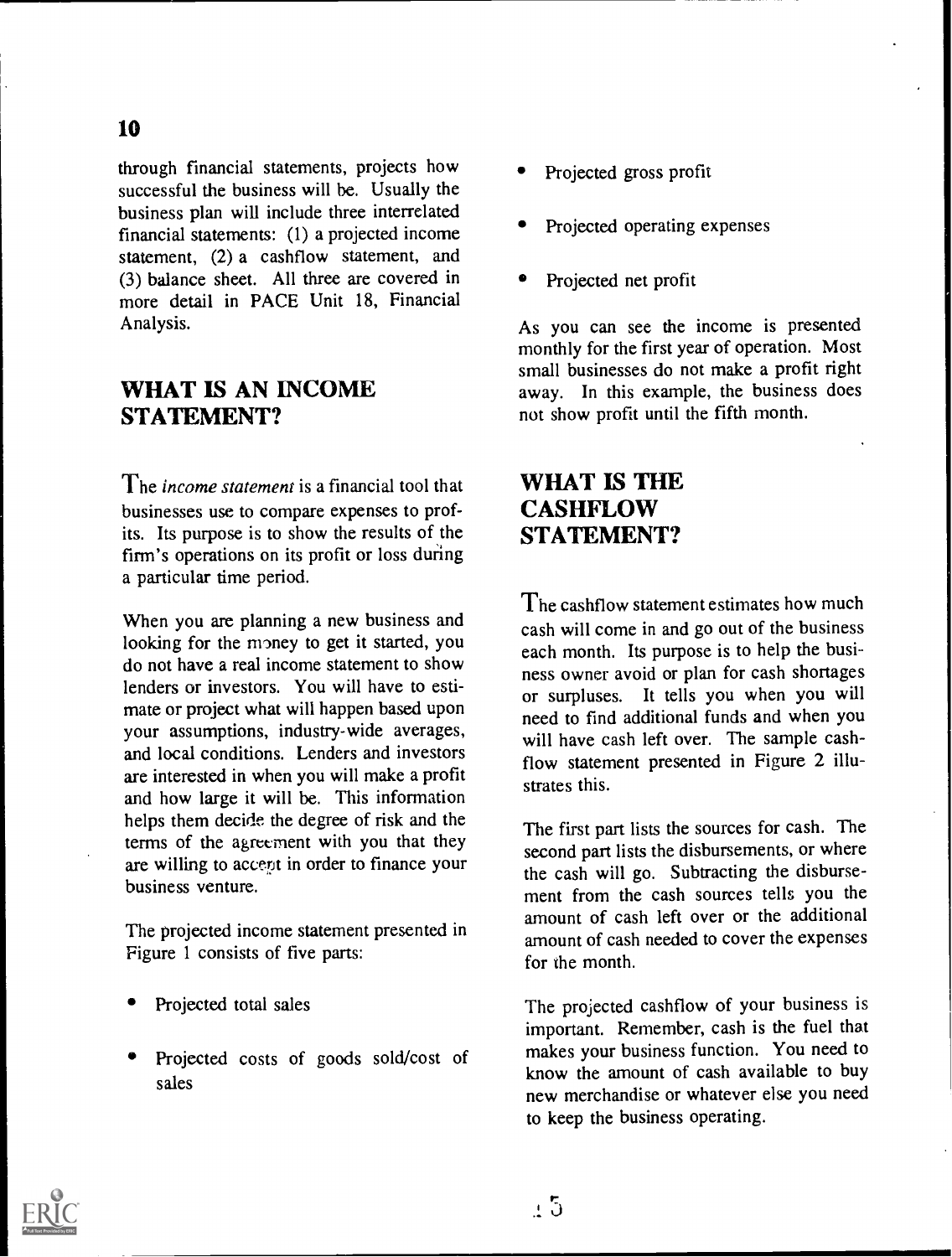through financial statements, projects how successful the business will be. Usually the business plan will include three interrelated financial statements: (1) a projected income statement, (2) a cashflow statement, and (3) balance sheet. All three are covered in more detail in PACE Unit 18, Financial Analysis.

## WHAT IS AN INCOME STATEMENT?

The *income statement* is a financial tool that businesses use to compare expenses to profits. Its purpose is to show the results of the firm's operations on its profit or loss during a particular time period.

When you are planning a new business and looking for the money to get it started, you do not have a real income statement to show lenders or investors. You will have to estimate or project what will happen based upon your assumptions, industry-wide averages, and local conditions. Lenders and investors are interested in when you will make a profit and how large it will be. This information helps them decide the degree of risk and the terms of the agreement with you that they are willing to accept in order to finance your business venture.

The projected income statement presented in Figure 1 consists of five parts:

- Projected total sales
- Projected costs of goods sold/cost of sales
- Projected gross profit
- Projected operating expenses
- Projected net profit

As you can see the income is presented monthly for the first year of operation. Most small businesses do not make a profit right away. In this example, the business does not show profit until the fifth month.

## WHAT IS THE CASHFLOW STATEMENT?

The cashflow statement estimates how much cash will come in and go out of the business each month. Its purpose is to help the business owner avoid or plan for cash shortages or surpluses. It tells you when you will need to find additional funds and when you will have cash left over. The sample cashflow statement presented in Figure 2 illustrates this.

The first part lists the sources for cash. The second part lists the disbursements, or where the cash will go. Subtracting the disbursement from the cash sources tells you the amount of cash left over or the additional amount of cash needed to cover the expenses for the month.

The projected cashflow of your business is important. Remember, cash is the fuel that makes your business function. You need to know the amount of cash available to buy new merchandise or whatever else you need to keep the business operating.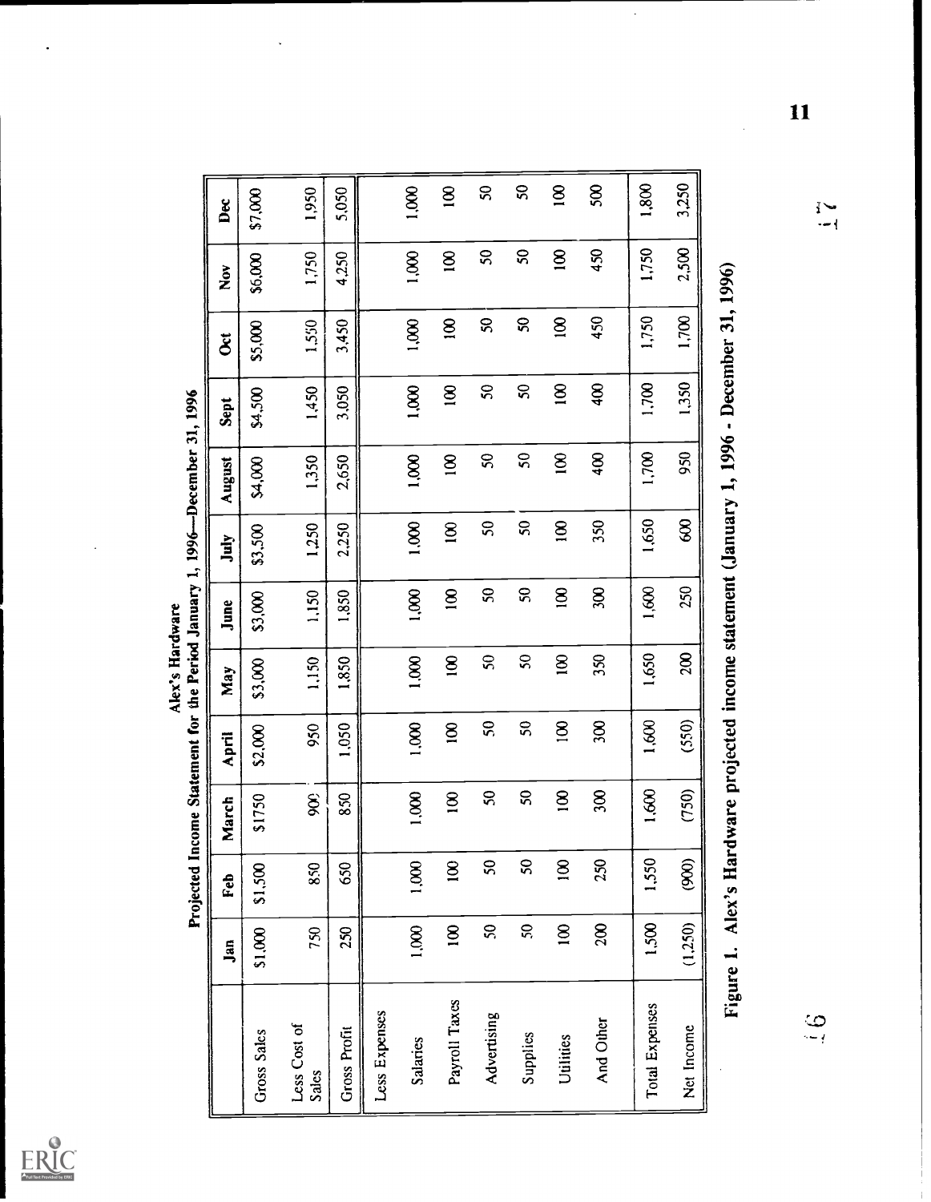Alex's Hardware
Projected Income Statement for the Period January 1, 1996—December 31, 1996

| | Jan | Feb | March | April | May | June | July | August | Sept | Oct | Nov | Dec |
|---|---|---|---|---|---|---|---|---|---|---|---|---|
| Gross Sales | $1,000 | $1,500 | $1750 | $2,000 | $3,000 | $3,000 | $3,500 | $4,000 | $4,500 | $5,000 | $6,000 | $7,000 |
| Less Cost of Sales | 750 | 850 | 900 | 950 | 1,150 | 1,150 | 1,250 | 1,350 | 1,450 | 1,550 | 1,750 | 1,950 |
| Gross Profit | 250 | 650 | 850 | 1,050 | 1,850 | 1,850 | 2,250 | 2,650 | 3,050 | 3,450 | 4,250 | 5,050 |
| Less Expenses | | | | | | | | | | | | |
| Salaries | 1,000 | 1,000 | 1,000 | 1,000 | 1,000 | 1,000 | 1,000 | 1,000 | 1,000 | 1,000 | 1,000 | 1,000 |
| Payroll Taxes | 100 | 100 | 100 | 100 | 100 | 100 | 100 | 100 | 100 | 100 | 100 | 100 |
| Advertising | 50 | 50 | 50 | 50 | 50 | 50 | 50 | 50 | 50 | 50 | 50 | 50 |
| Supplies | 50 | 50 | 50 | 50 | 50 | 50 | 50 | 50 | 50 | 50 | 50 | 50 |
| Utilities | 100 | 100 | 100 | 100 | 100 | 100 | 100 | 100 | 100 | 100 | 100 | 100 |
| And Other | 200 | 250 | 300 | 300 | 350 | 300 | 350 | 400 | 400 | 450 | 450 | 500 |
| Total Expenses | 1,500 | 1,550 | 1,600 | 1,600 | 1,650 | 1,600 | 1,650 | 1,700 | 1,700 | 1,750 | 1,750 | 1,800 |
| Net Income | (1,250) | (900) | (750) | (550) | 200 | 250 | 600 | 950 | 1,350 | 1,700 | 2,500 | 3,250 |

**Figure 1. Alex's Hardware projected income statement (January 1, 1996 - December 31, 1996)**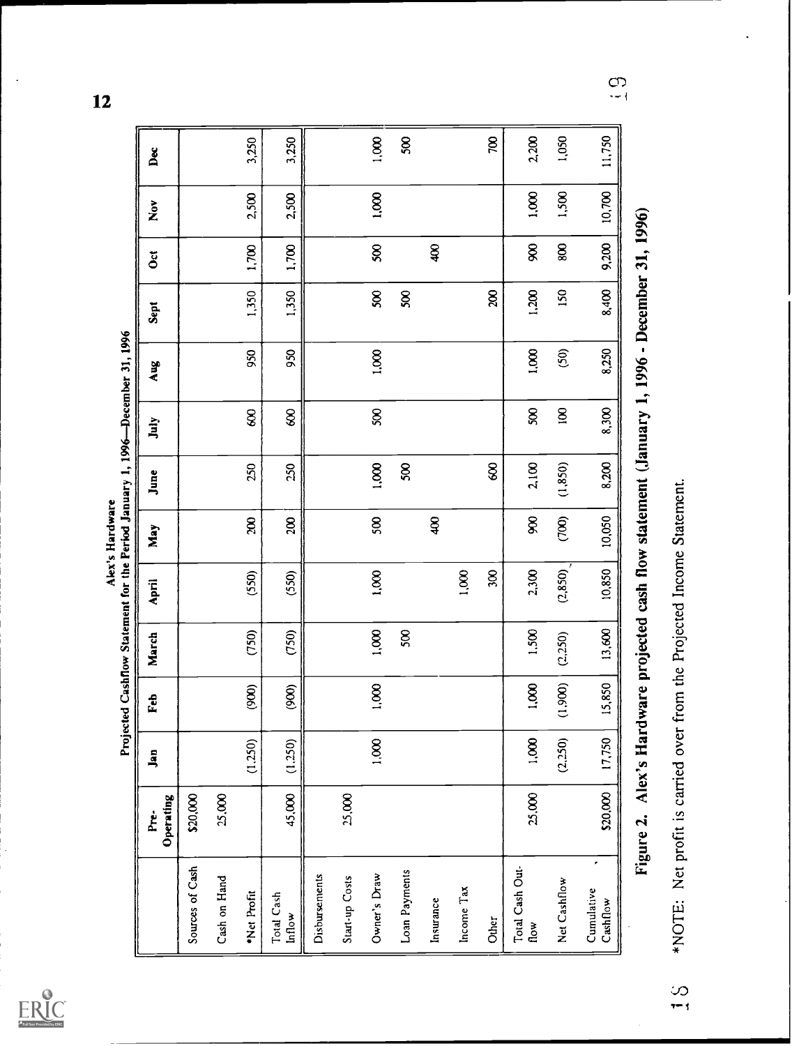Alex's Hardware
Projected Cashflow Statement for the Period January 1, 1996—December 31, 1996

| | Pre-Operating | Jan | Feb | March | April | May | June | July | Aug | Sept | Oct | Nov | Dec |
|---|---|---|---|---|---|---|---|---|---|---|---|---|---|
| Sources of Cash | $20,000 | | | | | | | | | | | | |
| Cash on Hand | 25,000 | | | | | | | | | | | | |
| *Net Profit | | (1,250) | (900) | (750) | (550) | 200 | 250 | 600 | 950 | 1,350 | 1,700 | 2,500 | 3,250 |
| Total Cash Inflow | 45,000 | (1,250) | (900) | (750) | (550) | 200 | 250 | 600 | 950 | 1,350 | 1,700 | 2,500 | 3,250 |
| Disbursements | | | | | | | | | | | | | |
| Start-up Costs | 25,000 | | | | | | | | | | | | |
| Owner's Draw | | 1,000 | 1,000 | 1,000 | 1,000 | 500 | 1,000 | 500 | 1,000 | 500 | 500 | 1,000 | 1,000 |
| Loan Payments | | | | 500 | | | 500 | | | 500 | | | 500 |
| Insurance | | | | | | 400 | | | | | 400 | | |
| Income Tax | | | | | 1,000 | | | | | | | | |
| Other | | | | | 300 | | 600 | | | 200 | | | 700 |
| Total Cash Outflow | 25,000 | 1,000 | 1,000 | 1,500 | 2,300 | 900 | 2,100 | 500 | 1,000 | 1,200 | 900 | 1,000 | 2,200 |
| Net Cashflow | | (2,250) | (1,900) | (2,250) | (2,850) | (700) | (1,850) | 100 | (50) | 150 | 800 | 1,500 | 1,050 |
| Cumulative Cashflow | $20,000 | 17,750 | 15,850 | 13,600 | 10,850 | 10,050 | 8,200 | 8,300 | 8,250 | 8,400 | 9,200 | 10,700 | 11,750 |

**Figure 2. Alex's Hardware projected cash flow statement (January 1, 1996 - December 31, 1996)**

*NOTE: Net profit is carried over from the Projected Income Statement.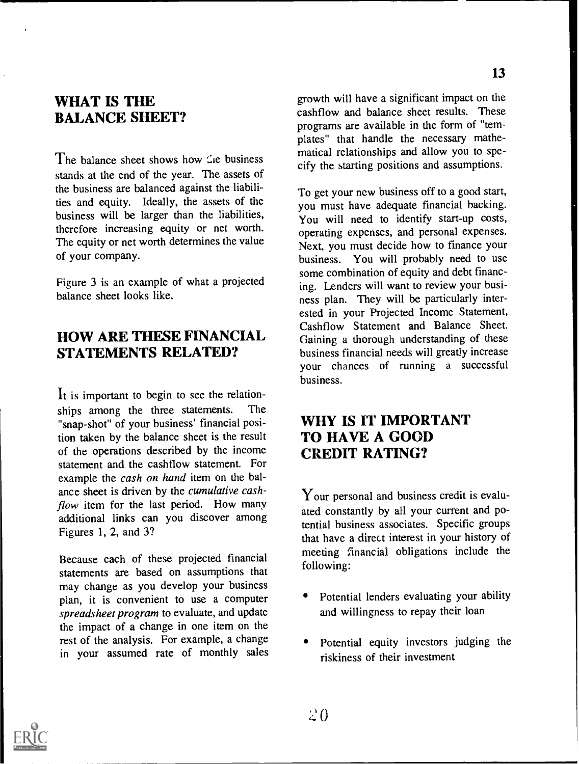## WHAT IS THE BALANCE SHEET?

The balance sheet shows how the business stands at the end of the year. The assets of the business are balanced against the liabilities and equity. Ideally, the assets of the business will be larger than the liabilities, therefore increasing equity or net worth. The equity or net worth determines the value of your company.

Figure 3 is an example of what a projected balance sheet looks like.

## HOW ARE THESE FINANCIAL STATEMENTS RELATED?

It is important to begin to see the relationships among the three statements. The "snap-shot" of your business' financial position taken by the balance sheet is the result of the operations described by the income statement and the cashflow statement. For example the *cash on hand* item on the balance sheet is driven by the *cumulative cashflow* item for the last period. How many additional links can you discover among Figures 1, 2, and 3?

Because each of these projected financial statements are based on assumptions that may change as you develop your business plan, it is convenient to use a computer *spreadsheet program* to evaluate, and update the impact of a change in one item on the rest of the analysis. For example, a change in your assumed rate of monthly sales growth will have a significant impact on the cashflow and balance sheet results. These programs are available in the form of "templates" that handle the necessary mathematical relationships and allow you to specify the starting positions and assumptions.

To get your new business off to a good start, you must have adequate financial backing. You will need to identify start-up costs, operating expenses, and personal expenses. Next, you must decide how to finance your business. You will probably need to use some combination of equity and debt financing. Lenders will want to review your business plan. They will be particularly interested in your Projected Income Statement, Cashflow Statement and Balance Sheet. Gaining a thorough understanding of these business financial needs will greatly increase your chances of running a successful business.

## WHY IS IT IMPORTANT TO HAVE A GOOD CREDIT RATING?

Your personal and business credit is evaluated constantly by all your current and potential business associates. Specific groups that have a direct interest in your history of meeting financial obligations include the following:

- Potential lenders evaluating your ability and willingness to repay their loan
- Potential equity investors judging the riskiness of their investment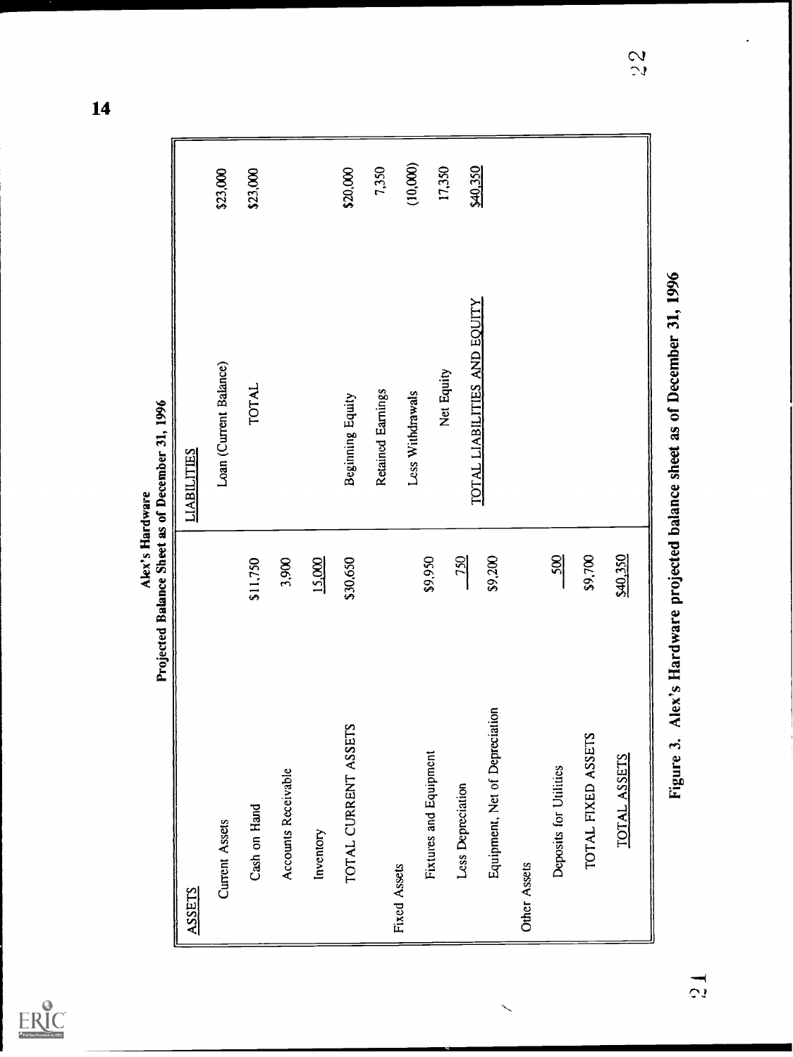**Alex's Hardware**
**Projected Balance Sheet as of December 31, 1996**

| ASSETS | | LIABILITIES | |
|---|---|---|---|
| Current Assets | | Loan (Current Balance) | $23,000 |
| Cash on Hand | $11,750 | TOTAL | $23,000 |
| Accounts Receivable | 3,900 | | |
| Inventory | 15,000 | | |
| TOTAL CURRENT ASSETS | $30,650 | Beginning Equity | $20,000 |
| Fixed Assets | | Retained Earnings | 7,350 |
| Fixtures and Equipment | $9,950 | Less Withdrawals | (10,000) |
| Less Depreciation | 750 | Net Equity | 17,350 |
| Equipment, Net of Depreciation | $9,200 | TOTAL LIABILITIES AND EQUITY | $40,350 |
| Other Assets | | | |
| Deposits for Utilities | 500 | | |
| TOTAL FIXED ASSETS | $9,700 | | |
| TOTAL ASSETS | $40,350 | | |

**Figure 3. Alex's Hardware projected balance sheet as of December 31, 1996**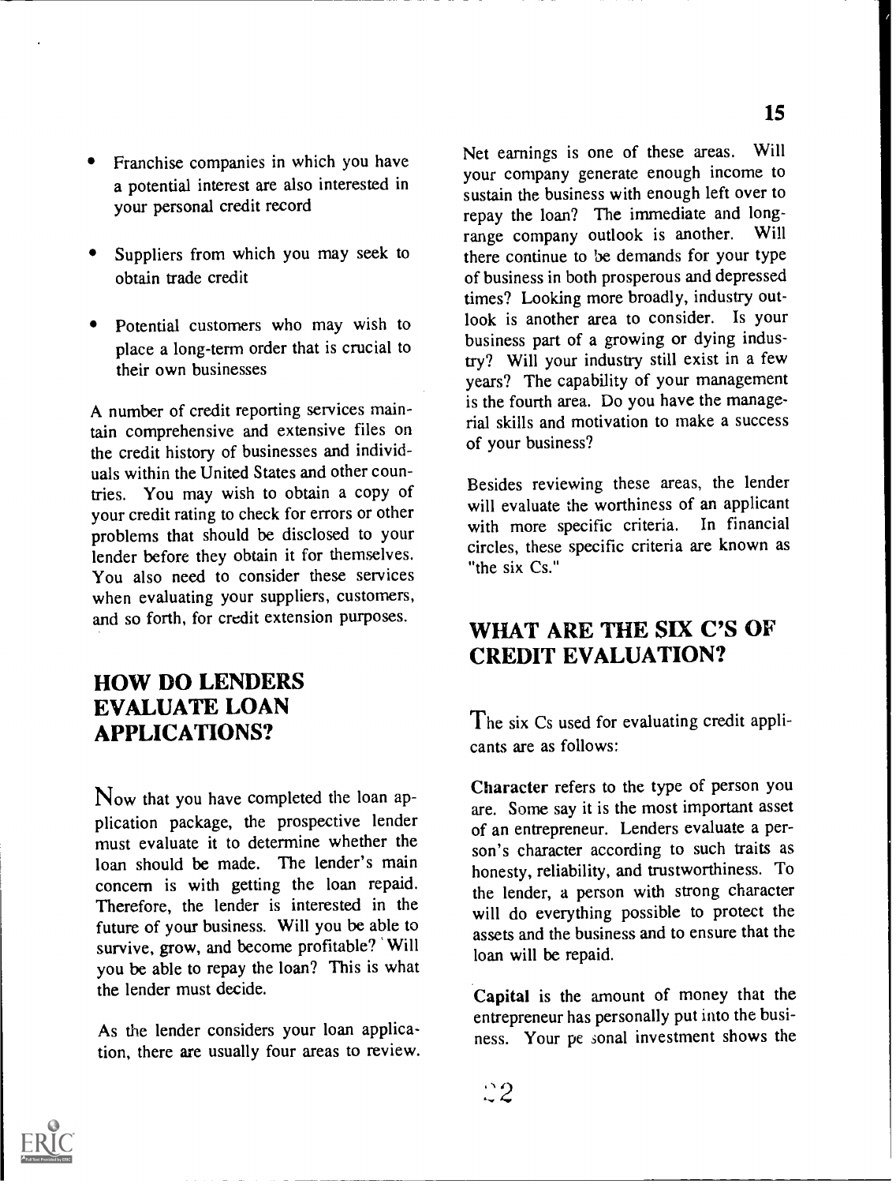- Franchise companies in which you have a potential interest are also interested in your personal credit record
- Suppliers from which you may seek to obtain trade credit
- Potential customers who may wish to place a long-term order that is crucial to their own businesses

A number of credit reporting services maintain comprehensive and extensive files on the credit history of businesses and individuals within the United States and other countries. You may wish to obtain a copy of your credit rating to check for errors or other problems that should be disclosed to your lender before they obtain it for themselves. You also need to consider these services when evaluating your suppliers, customers, and so forth, for credit extension purposes.

## HOW DO LENDERS EVALUATE LOAN APPLICATIONS?

Now that you have completed the loan application package, the prospective lender must evaluate it to determine whether the loan should be made. The lender's main concern is with getting the loan repaid. Therefore, the lender is interested in the future of your business. Will you be able to survive, grow, and become profitable? Will you be able to repay the loan? This is what the lender must decide.

As the lender considers your loan application, there are usually four areas to review. Net earnings is one of these areas. Will your company generate enough income to sustain the business with enough left over to repay the loan? The immediate and long-range company outlook is another. Will there continue to be demands for your type of business in both prosperous and depressed times? Looking more broadly, industry outlook is another area to consider. Is your business part of a growing or dying industry? Will your industry still exist in a few years? The capability of your management is the fourth area. Do you have the managerial skills and motivation to make a success of your business?

Besides reviewing these areas, the lender will evaluate the worthiness of an applicant with more specific criteria. In financial circles, these specific criteria are known as "the six Cs."

## WHAT ARE THE SIX C'S OF CREDIT EVALUATION?

The six Cs used for evaluating credit applicants are as follows:

**Character** refers to the type of person you are. Some say it is the most important asset of an entrepreneur. Lenders evaluate a person's character according to such traits as honesty, reliability, and trustworthiness. To the lender, a person with strong character will do everything possible to protect the assets and the business and to ensure that the loan will be repaid.

**Capital** is the amount of money that the entrepreneur has personally put into the business. Your personal investment shows the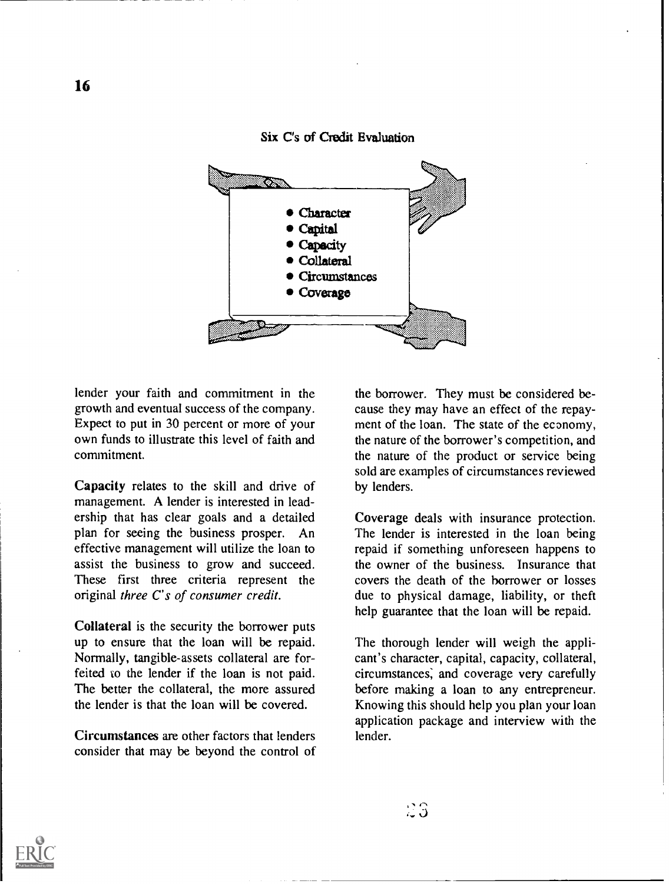Six C's of Credit Evaluation

- Character
- Capital
- Capacity
- Collateral
- Circumstances
- Coverage

lender your faith and commitment in the growth and eventual success of the company. Expect to put in 30 percent or more of your own funds to illustrate this level of faith and commitment.

**Capacity** relates to the skill and drive of management. A lender is interested in leadership that has clear goals and a detailed plan for seeing the business prosper. An effective management will utilize the loan to assist the business to grow and succeed. These first three criteria represent the original *three C's of consumer credit.*

**Collateral** is the security the borrower puts up to ensure that the loan will be repaid. Normally, tangible-assets collateral are forfeited to the lender if the loan is not paid. The better the collateral, the more assured the lender is that the loan will be covered.

**Circumstances** are other factors that lenders consider that may be beyond the control of the borrower. They must be considered because they may have an effect of the repayment of the loan. The state of the economy, the nature of the borrower's competition, and the nature of the product or service being sold are examples of circumstances reviewed by lenders.

**Coverage** deals with insurance protection. The lender is interested in the loan being repaid if something unforeseen happens to the owner of the business. Insurance that covers the death of the borrower or losses due to physical damage, liability, or theft help guarantee that the loan will be repaid.

The thorough lender will weigh the applicant's character, capital, capacity, collateral, circumstances, and coverage very carefully before making a loan to any entrepreneur. Knowing this should help you plan your loan application package and interview with the lender.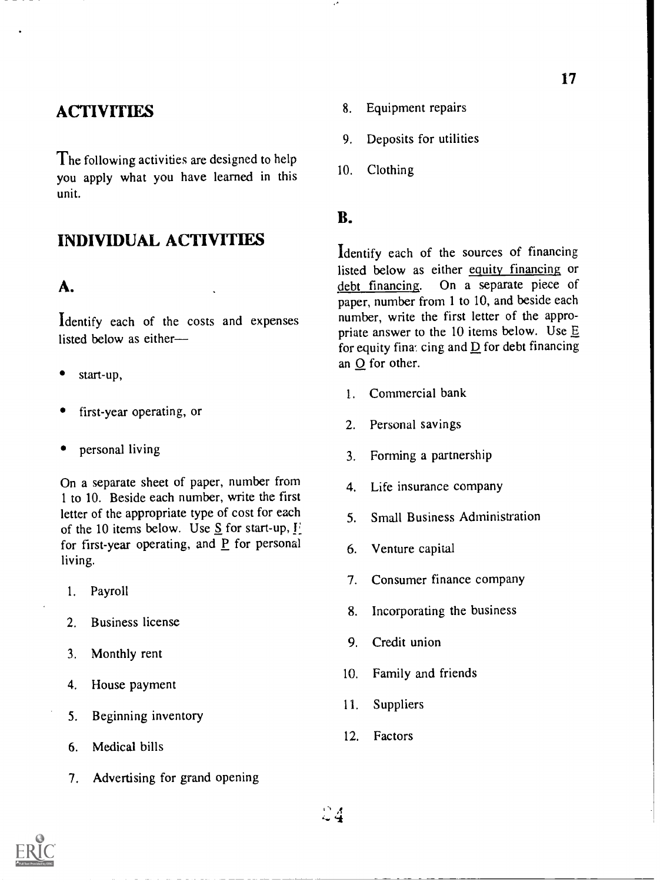## ACTIVITIES

The following activities are designed to help you apply what you have learned in this unit.

## INDIVIDUAL ACTIVITIES

### A.

Identify each of the costs and expenses listed below as either—

- start-up,
- first-year operating, or
- personal living

On a separate sheet of paper, number from 1 to 10. Beside each number, write the first letter of the appropriate type of cost for each of the 10 items below. Use S for start-up, F for first-year operating, and P for personal living.

1. Payroll
2. Business license
3. Monthly rent
4. House payment
5. Beginning inventory
6. Medical bills
7. Advertising for grand opening
8. Equipment repairs
9. Deposits for utilities
10. Clothing

### B.

Identify each of the sources of financing listed below as either equity financing or debt financing. On a separate piece of paper, number from 1 to 10, and beside each number, write the first letter of the appropriate answer to the 10 items below. Use E for equity fina: cing and D for debt financing an O for other.

1. Commercial bank
2. Personal savings
3. Forming a partnership
4. Life insurance company
5. Small Business Administration
6. Venture capital
7. Consumer finance company
8. Incorporating the business
9. Credit union
10. Family and friends
11. Suppliers
12. Factors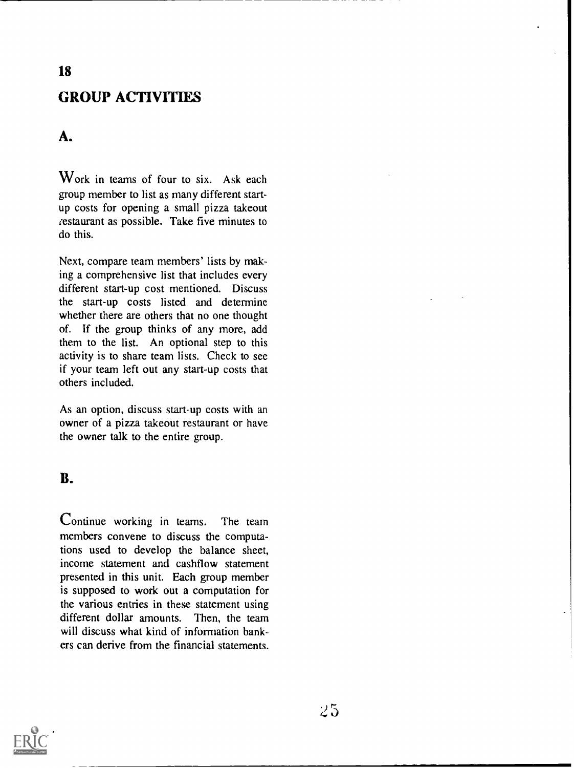## GROUP ACTIVITIES

### A.

Work in teams of four to six. Ask each group member to list as many different start-up costs for opening a small pizza takeout restaurant as possible. Take five minutes to do this.

Next, compare team members' lists by making a comprehensive list that includes every different start-up cost mentioned. Discuss the start-up costs listed and determine whether there are others that no one thought of. If the group thinks of any more, add them to the list. An optional step to this activity is to share team lists. Check to see if your team left out any start-up costs that others included.

As an option, discuss start-up costs with an owner of a pizza takeout restaurant or have the owner talk to the entire group.

### B.

Continue working in teams. The team members convene to discuss the computations used to develop the balance sheet, income statement and cashflow statement presented in this unit. Each group member is supposed to work out a computation for the various entries in these statement using different dollar amounts. Then, the team will discuss what kind of information bankers can derive from the financial statements.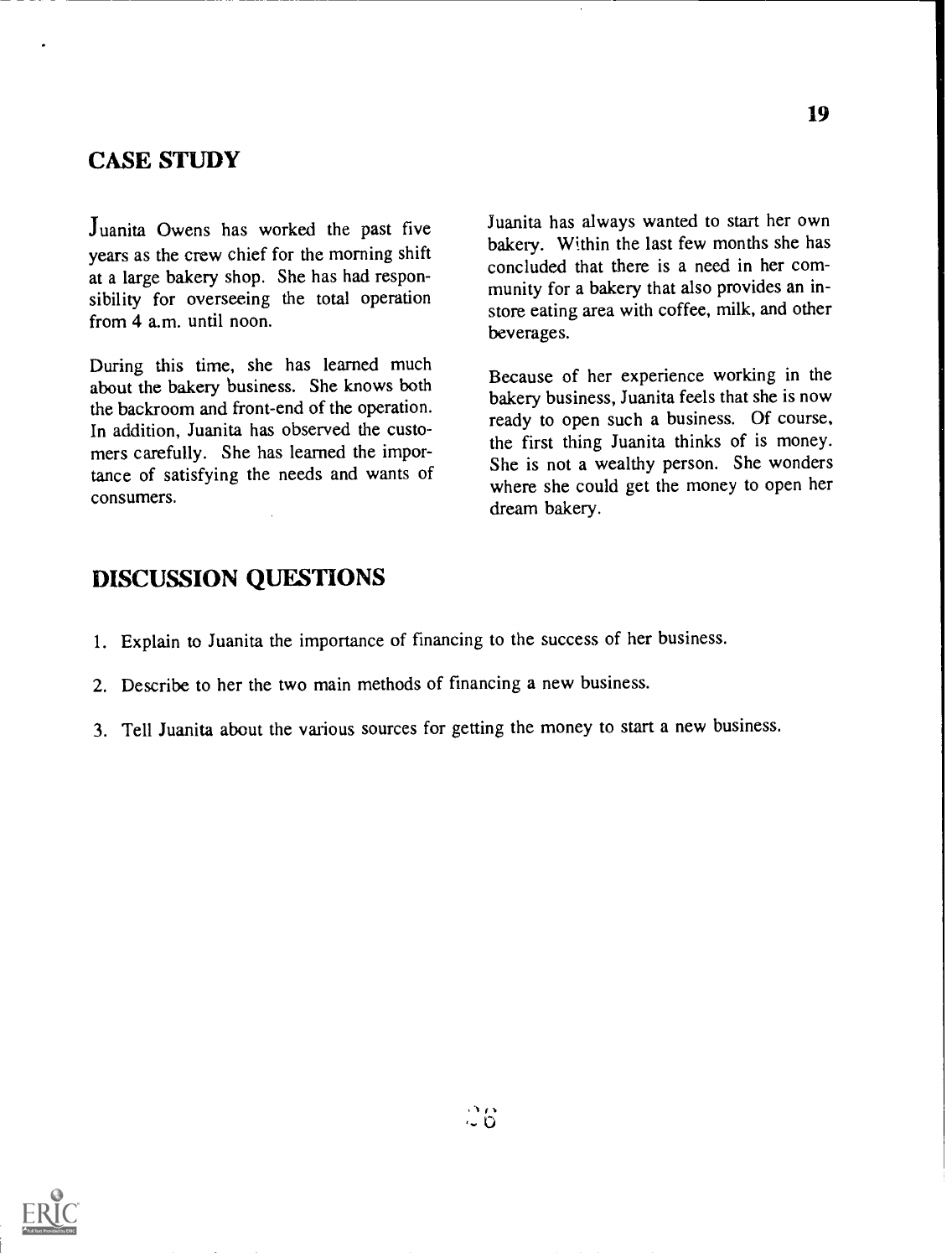## CASE STUDY

Juanita Owens has worked the past five years as the crew chief for the morning shift at a large bakery shop. She has had responsibility for overseeing the total operation from 4 a.m. until noon.

During this time, she has learned much about the bakery business. She knows both the backroom and front-end of the operation. In addition, Juanita has observed the customers carefully. She has learned the importance of satisfying the needs and wants of consumers.

Juanita has always wanted to start her own bakery. Within the last few months she has concluded that there is a need in her community for a bakery that also provides an in-store eating area with coffee, milk, and other beverages.

Because of her experience working in the bakery business, Juanita feels that she is now ready to open such a business. Of course, the first thing Juanita thinks of is money. She is not a wealthy person. She wonders where she could get the money to open her dream bakery.

## DISCUSSION QUESTIONS

1. Explain to Juanita the importance of financing to the success of her business.
2. Describe to her the two main methods of financing a new business.
3. Tell Juanita about the various sources for getting the money to start a new business.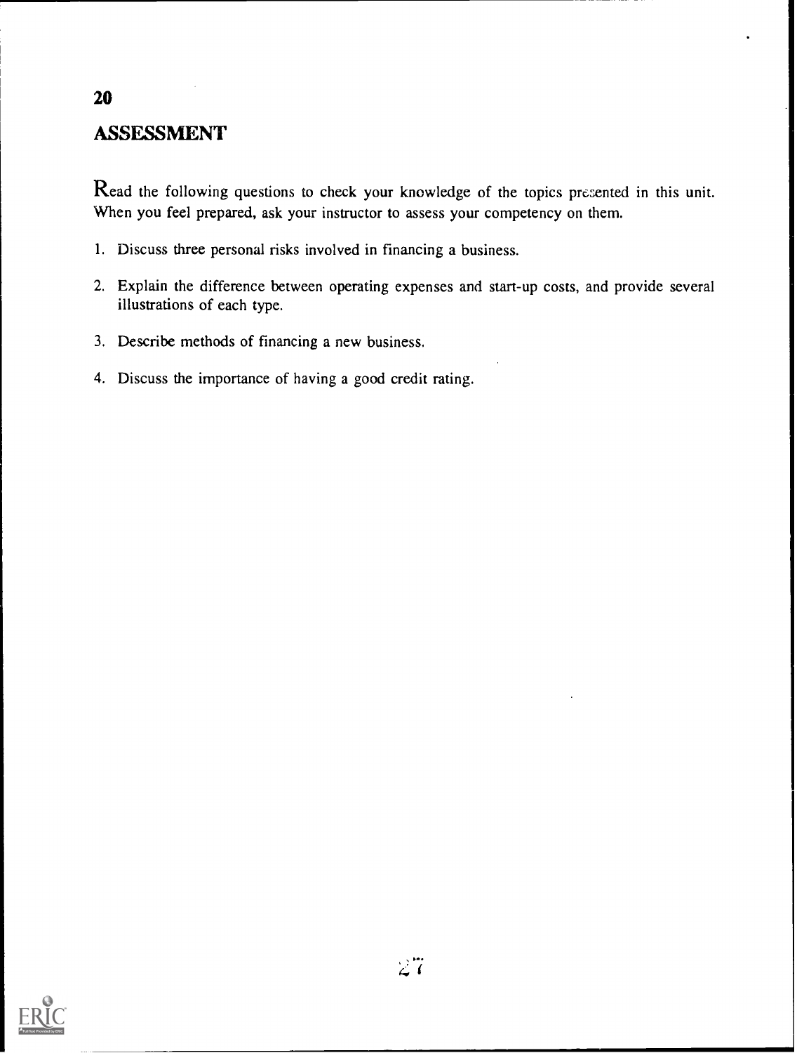## ASSESSMENT

Read the following questions to check your knowledge of the topics presented in this unit. When you feel prepared, ask your instructor to assess your competency on them.

1. Discuss three personal risks involved in financing a business.
2. Explain the difference between operating expenses and start-up costs, and provide several illustrations of each type.
3. Describe methods of financing a new business.
4. Discuss the importance of having a good credit rating.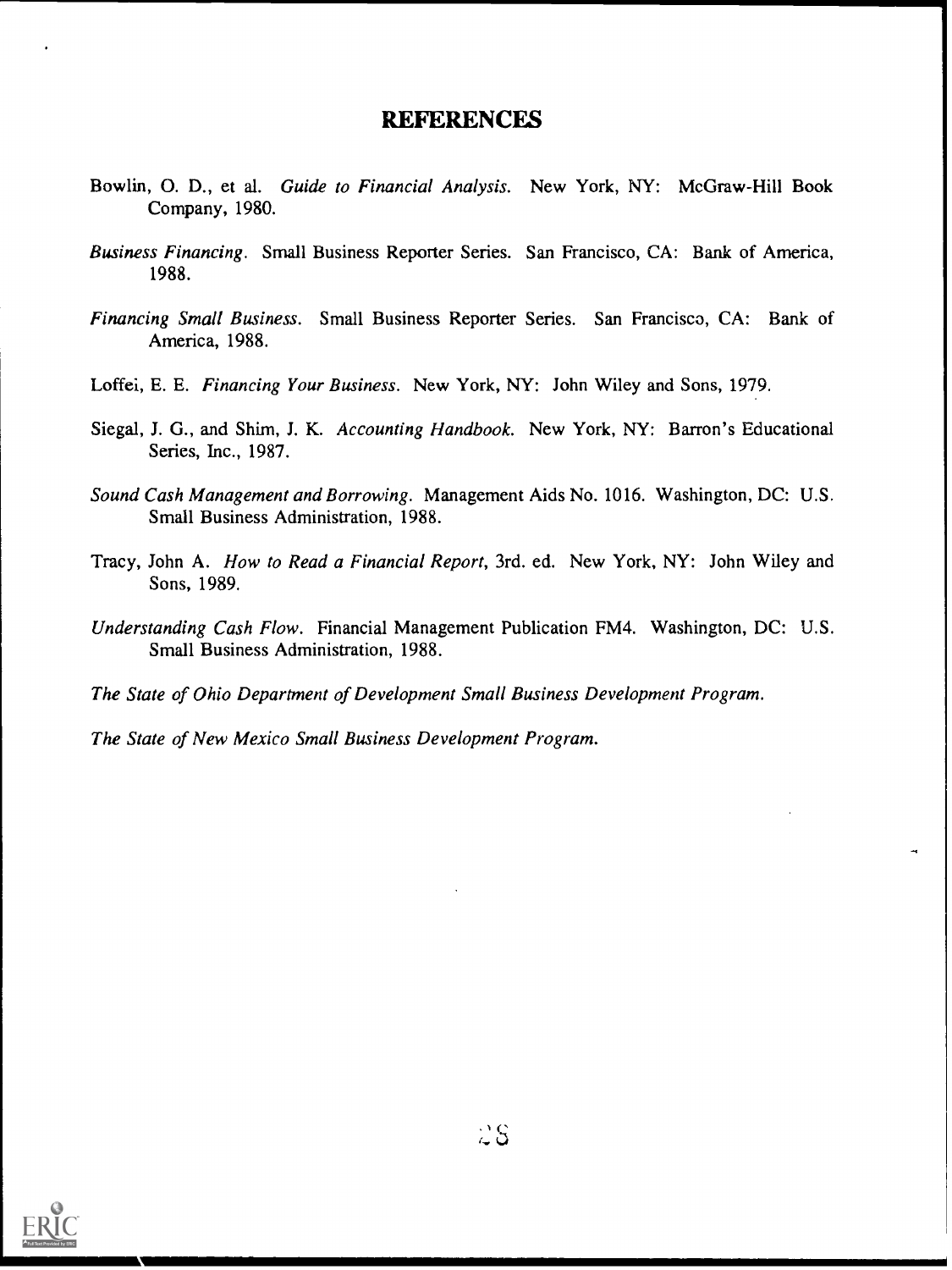# REFERENCES

Bowlin, O. D., et al. *Guide to Financial Analysis.* New York, NY: McGraw-Hill Book Company, 1980.

*Business Financing.* Small Business Reporter Series. San Francisco, CA: Bank of America, 1988.

*Financing Small Business.* Small Business Reporter Series. San Francisco, CA: Bank of America, 1988.

Loffei, E. E. *Financing Your Business.* New York, NY: John Wiley and Sons, 1979.

Siegal, J. G., and Shim, J. K. *Accounting Handbook.* New York, NY: Barron's Educational Series, Inc., 1987.

*Sound Cash Management and Borrowing.* Management Aids No. 1016. Washington, DC: U.S. Small Business Administration, 1988.

Tracy, John A. *How to Read a Financial Report*, 3rd. ed. New York, NY: John Wiley and Sons, 1989.

*Understanding Cash Flow.* Financial Management Publication FM4. Washington, DC: U.S. Small Business Administration, 1988.

*The State of Ohio Department of Development Small Business Development Program.*

*The State of New Mexico Small Business Development Program.*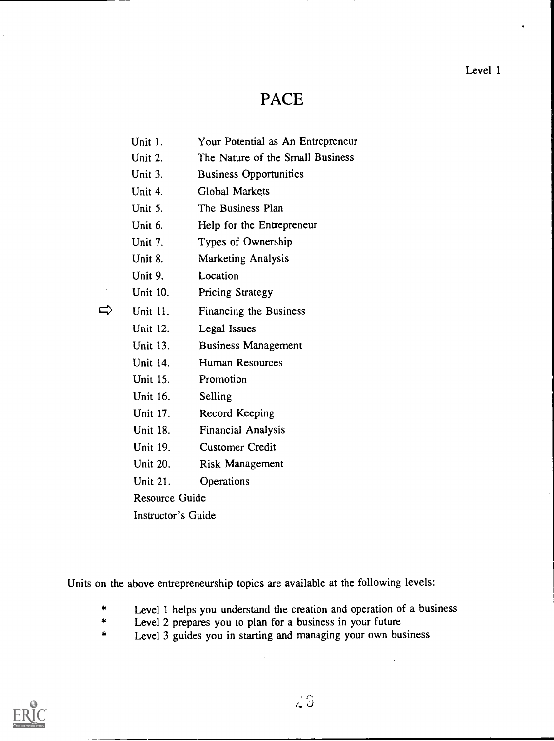Level 1

# PACE

- Unit 1. Your Potential as An Entrepreneur
- Unit 2. The Nature of the Small Business
- Unit 3. Business Opportunities
- Unit 4. Global Markets
- Unit 5. The Business Plan
- Unit 6. Help for the Entrepreneur
- Unit 7. Types of Ownership
- Unit 8. Marketing Analysis
- Unit 9. Location
- Unit 10. Pricing Strategy
- ⇨ Unit 11. Financing the Business
- Unit 12. Legal Issues
- Unit 13. Business Management
- Unit 14. Human Resources
- Unit 15. Promotion
- Unit 16. Selling
- Unit 17. Record Keeping
- Unit 18. Financial Analysis
- Unit 19. Customer Credit
- Unit 20. Risk Management
- Unit 21. Operations
- Resource Guide
- Instructor's Guide

Units on the above entrepreneurship topics are available at the following levels:

* Level 1 helps you understand the creation and operation of a business
* Level 2 prepares you to plan for a business in your future
* Level 3 guides you in starting and managing your own business